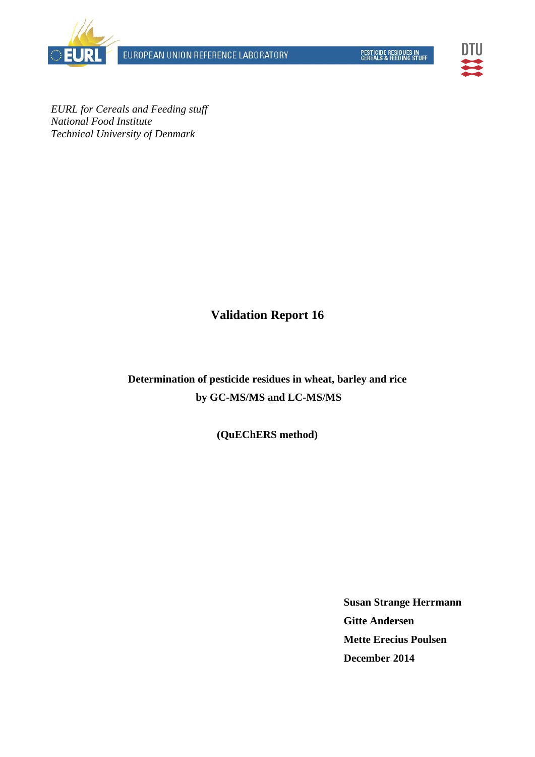EUROPEAN UNION REFERENCE LABORATORY

PESTICIDE RESIDUES IN CEREALS & FEEDING STUFF

*EURL for Cereals and Feeding stuff*
*National Food Institute*
*Technical University of Denmark*

# Validation Report 16

## Determination of pesticide residues in wheat, barley and rice by GC-MS/MS and LC-MS/MS

**(QuEChERS method)**

**Susan Strange Herrmann**

**Gitte Andersen**

**Mette Erecius Poulsen**

**December 2014**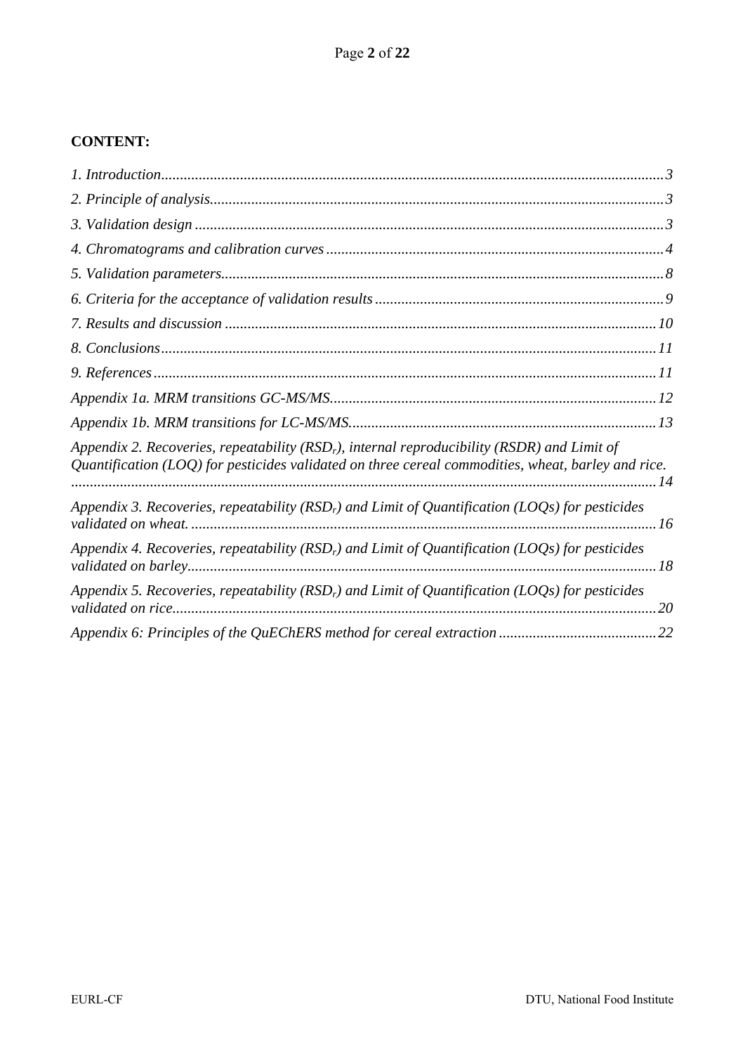**CONTENT:**

*1. Introduction* ..... *3*

*2. Principle of analysis* ..... *3*

*3. Validation design* ..... *3*

*4. Chromatograms and calibration curves* ..... *4*

*5. Validation parameters* ..... *8*

*6. Criteria for the acceptance of validation results* ..... *9*

*7. Results and discussion* ..... *10*

*8. Conclusions* ..... *11*

*9. References* ..... *11*

*Appendix 1a. MRM transitions GC-MS/MS* ..... *12*

*Appendix 1b. MRM transitions for LC-MS/MS* ..... *13*

*Appendix 2. Recoveries, repeatability ($RSD_r$), internal reproducibility (RSDR) and Limit of Quantification (LOQ) for pesticides validated on three cereal commodities, wheat, barley and rice.* ..... *14*

*Appendix 3. Recoveries, repeatability ($RSD_r$) and Limit of Quantification (LOQs) for pesticides validated on wheat.* ..... *16*

*Appendix 4. Recoveries, repeatability ($RSD_r$) and Limit of Quantification (LOQs) for pesticides validated on barley* ..... *18*

*Appendix 5. Recoveries, repeatability ($RSD_r$) and Limit of Quantification (LOQs) for pesticides validated on rice* ..... *20*

*Appendix 6: Principles of the QuEChERS method for cereal extraction* ..... *22*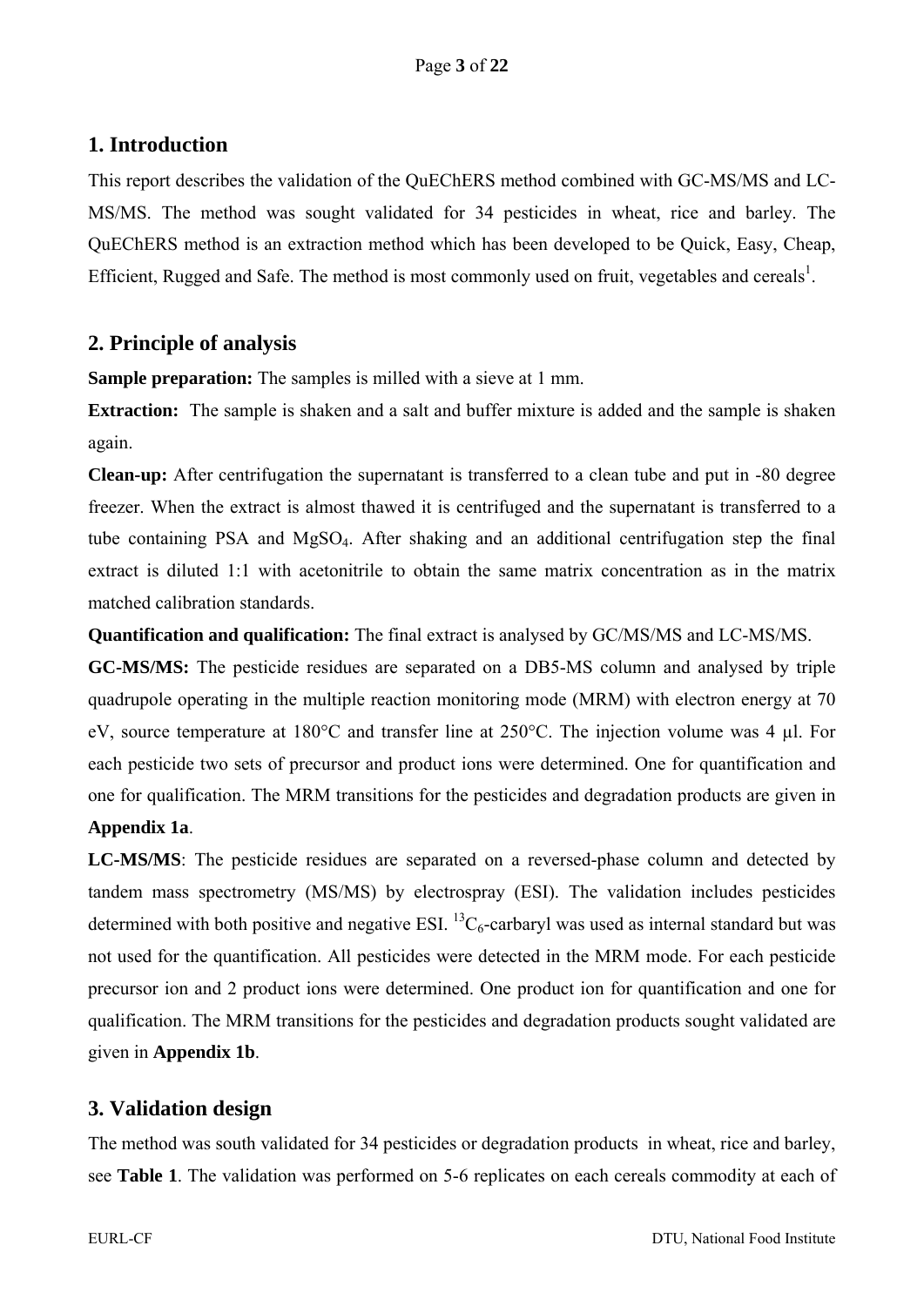## 1. Introduction

This report describes the validation of the QuEChERS method combined with GC-MS/MS and LC-MS/MS. The method was sought validated for 34 pesticides in wheat, rice and barley. The QuEChERS method is an extraction method which has been developed to be Quick, Easy, Cheap, Efficient, Rugged and Safe. The method is most commonly used on fruit, vegetables and cereals[1].

## 2. Principle of analysis

**Sample preparation:** The samples is milled with a sieve at 1 mm.

**Extraction:** The sample is shaken and a salt and buffer mixture is added and the sample is shaken again.

**Clean-up:** After centrifugation the supernatant is transferred to a clean tube and put in -80 degree freezer. When the extract is almost thawed it is centrifuged and the supernatant is transferred to a tube containing PSA and $MgSO_4$. After shaking and an additional centrifugation step the final extract is diluted 1:1 with acetonitrile to obtain the same matrix concentration as in the matrix matched calibration standards.

**Quantification and qualification:** The final extract is analysed by GC/MS/MS and LC-MS/MS.

**GC-MS/MS:** The pesticide residues are separated on a DB5-MS column and analysed by triple quadrupole operating in the multiple reaction monitoring mode (MRM) with electron energy at 70 eV, source temperature at 180°C and transfer line at 250°C. The injection volume was 4 µl. For each pesticide two sets of precursor and product ions were determined. One for quantification and one for qualification. The MRM transitions for the pesticides and degradation products are given in **Appendix 1a**.

**LC-MS/MS**: The pesticide residues are separated on a reversed-phase column and detected by tandem mass spectrometry (MS/MS) by electrospray (ESI). The validation includes pesticides determined with both positive and negative ESI. $^{13}C_6$-carbaryl was used as internal standard but was not used for the quantification. All pesticides were detected in the MRM mode. For each pesticide precursor ion and 2 product ions were determined. One product ion for quantification and one for qualification. The MRM transitions for the pesticides and degradation products sought validated are given in **Appendix 1b**.

## 3. Validation design

The method was south validated for 34 pesticides or degradation products in wheat, rice and barley, see **Table 1**. The validation was performed on 5-6 replicates on each cereals commodity at each of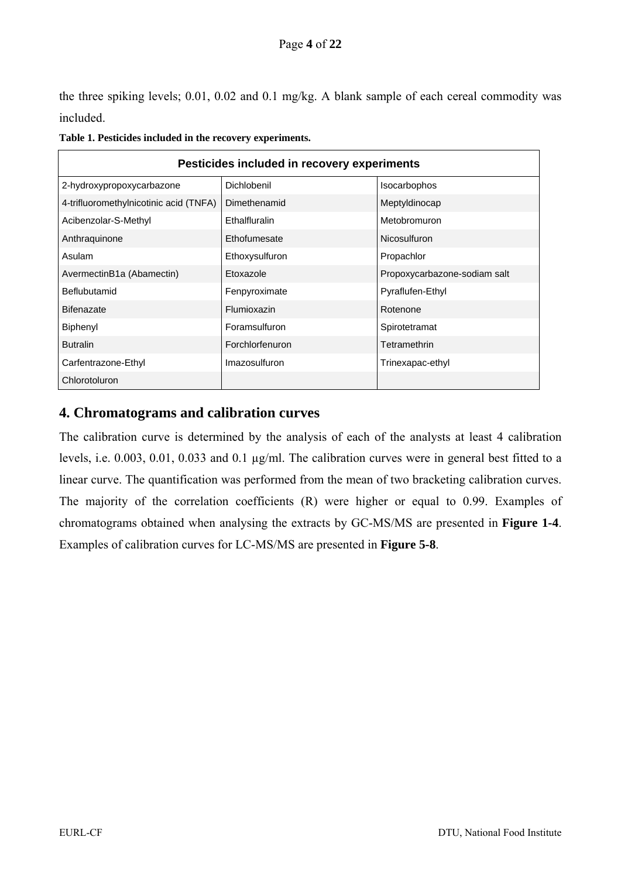the three spiking levels; 0.01, 0.02 and 0.1 mg/kg. A blank sample of each cereal commodity was included.

**Table 1. Pesticides included in the recovery experiments.**

| Pesticides included in recovery experiments | | |
|---|---|---|
| 2-hydroxypropoxycarbazone | Dichlobenil | Isocarbophos |
| 4-trifluoromethylnicotinic acid (TNFA) | Dimethenamid | Meptyldinocap |
| Acibenzolar-S-Methyl | Ethalfluralin | Metobromuron |
| Anthraquinone | Ethofumesate | Nicosulfuron |
| Asulam | Ethoxysulfuron | Propachlor |
| AvermectinB1a (Abamectin) | Etoxazole | Propoxycarbazone-sodiam salt |
| Beflubutamid | Fenpyroximate | Pyraflufen-Ethyl |
| Bifenazate | Flumioxazin | Rotenone |
| Biphenyl | Foramsulfuron | Spirotetramat |
| Butralin | Forchlorfenuron | Tetramethrin |
| Carfentrazone-Ethyl | Imazosulfuron | Trinexapac-ethyl |
| Chlorotoluron | | |

## 4. Chromatograms and calibration curves

The calibration curve is determined by the analysis of each of the analysts at least 4 calibration levels, i.e. 0.003, 0.01, 0.033 and 0.1 µg/ml. The calibration curves were in general best fitted to a linear curve. The quantification was performed from the mean of two bracketing calibration curves. The majority of the correlation coefficients (R) were higher or equal to 0.99. Examples of chromatograms obtained when analysing the extracts by GC-MS/MS are presented in **Figure 1-4**. Examples of calibration curves for LC-MS/MS are presented in **Figure 5-8**.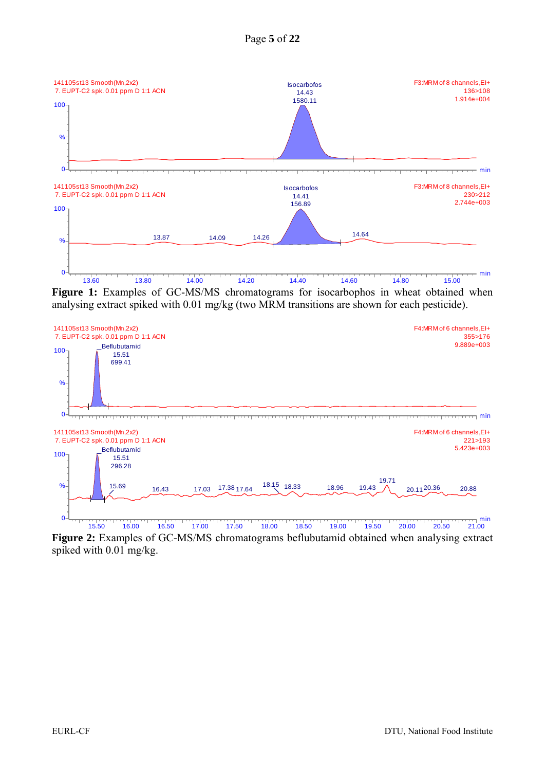**Figure 1:** Examples of GC-MS/MS chromatograms for isocarbophos in wheat obtained when analysing extract spiked with 0.01 mg/kg (two MRM transitions are shown for each pesticide).

**Figure 2:** Examples of GC-MS/MS chromatograms beflubutamid obtained when analysing extract spiked with 0.01 mg/kg.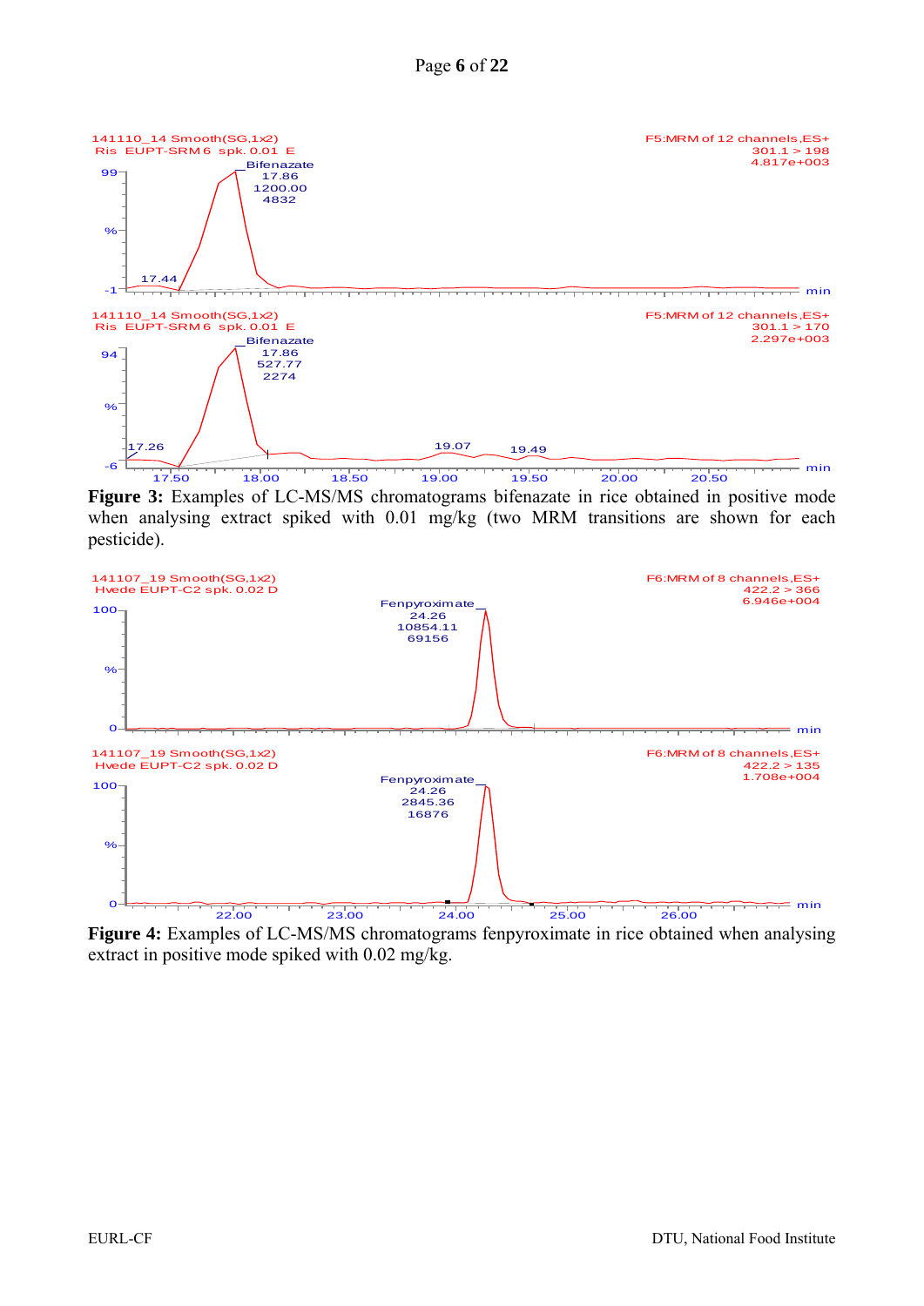**Figure 3:** Examples of LC-MS/MS chromatograms bifenazate in rice obtained in positive mode when analysing extract spiked with 0.01 mg/kg (two MRM transitions are shown for each pesticide).

**Figure 4:** Examples of LC-MS/MS chromatograms fenpyroximate in rice obtained when analysing extract in positive mode spiked with 0.02 mg/kg.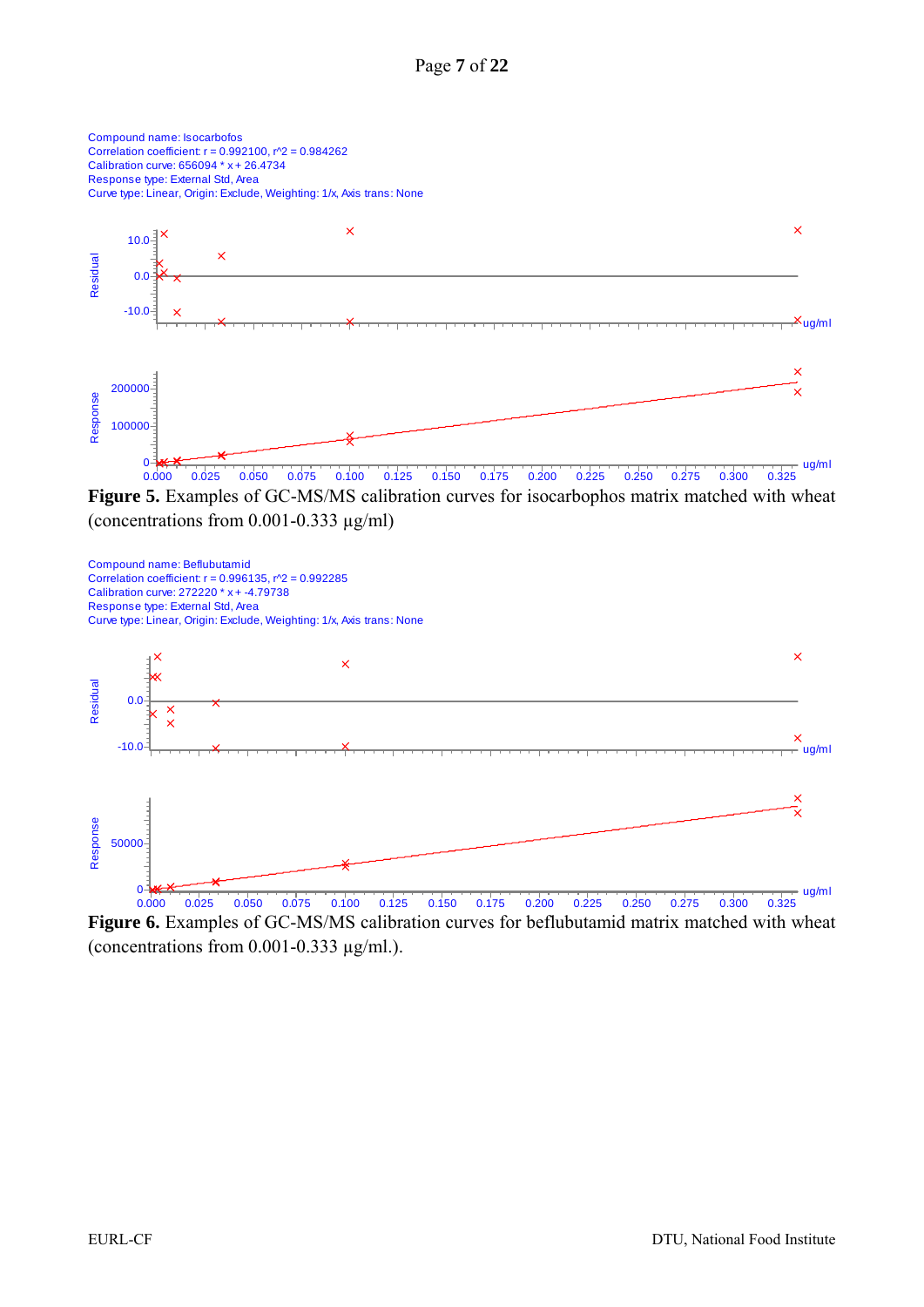Compound name: Isocarbofos
Correlation coefficient: r = 0.992100, r^2 = 0.984262
Calibration curve: 656094 * x + 26.4734
Response type: External Std, Area
Curve type: Linear, Origin: Exclude, Weighting: 1/x, Axis trans: None

**Figure 5.** Examples of GC-MS/MS calibration curves for isocarbophos matrix matched with wheat (concentrations from 0.001-0.333 µg/ml)

Compound name: Beflubutamid
Correlation coefficient: r = 0.996135, r^2 = 0.992285
Calibration curve: 272220 * x + -4.79738
Response type: External Std, Area
Curve type: Linear, Origin: Exclude, Weighting: 1/x, Axis trans: None

**Figure 6.** Examples of GC-MS/MS calibration curves for beflubutamid matrix matched with wheat (concentrations from 0.001-0.333 µg/ml.).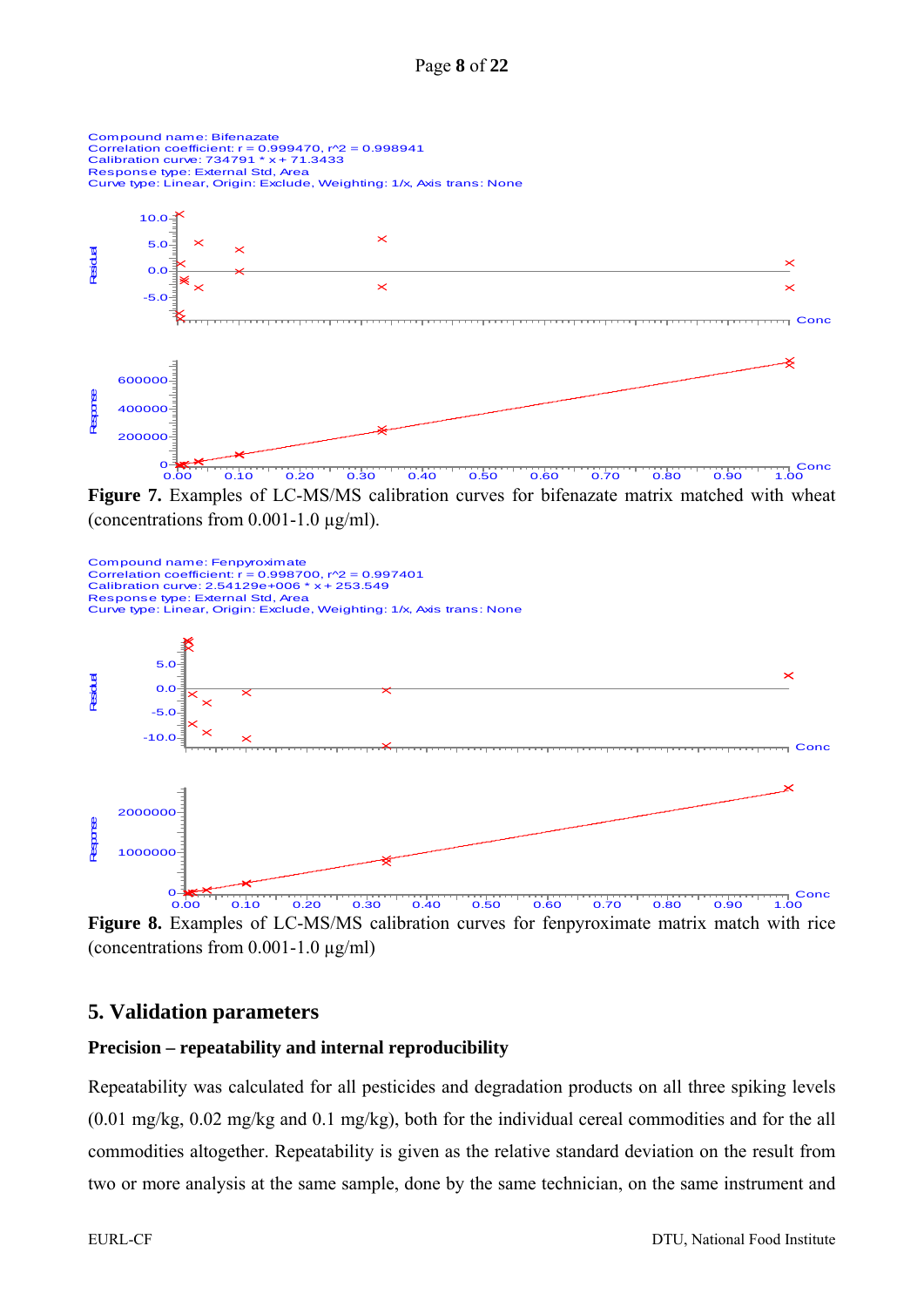Compound name: Bifenazate
Correlation coefficient: r = 0.999470, r^2 = 0.998941
Calibration curve: 734791 * x + 71.3433
Response type: External Std, Area
Curve type: Linear, Origin: Exclude, Weighting: 1/x, Axis trans: None

**Figure 7.** Examples of LC-MS/MS calibration curves for bifenazate matrix matched with wheat (concentrations from 0.001-1.0 µg/ml).

Compound name: Fenpyroximate
Correlation coefficient: r = 0.998700, r^2 = 0.997401
Calibration curve: 2.54129e+006 * x + 253.549
Response type: External Std, Area
Curve type: Linear, Origin: Exclude, Weighting: 1/x, Axis trans: None

**Figure 8.** Examples of LC-MS/MS calibration curves for fenpyroximate matrix match with rice (concentrations from 0.001-1.0 µg/ml)

## 5. Validation parameters

**Precision – repeatability and internal reproducibility**

Repeatability was calculated for all pesticides and degradation products on all three spiking levels (0.01 mg/kg, 0.02 mg/kg and 0.1 mg/kg), both for the individual cereal commodities and for the all commodities altogether. Repeatability is given as the relative standard deviation on the result from two or more analysis at the same sample, done by the same technician, on the same instrument and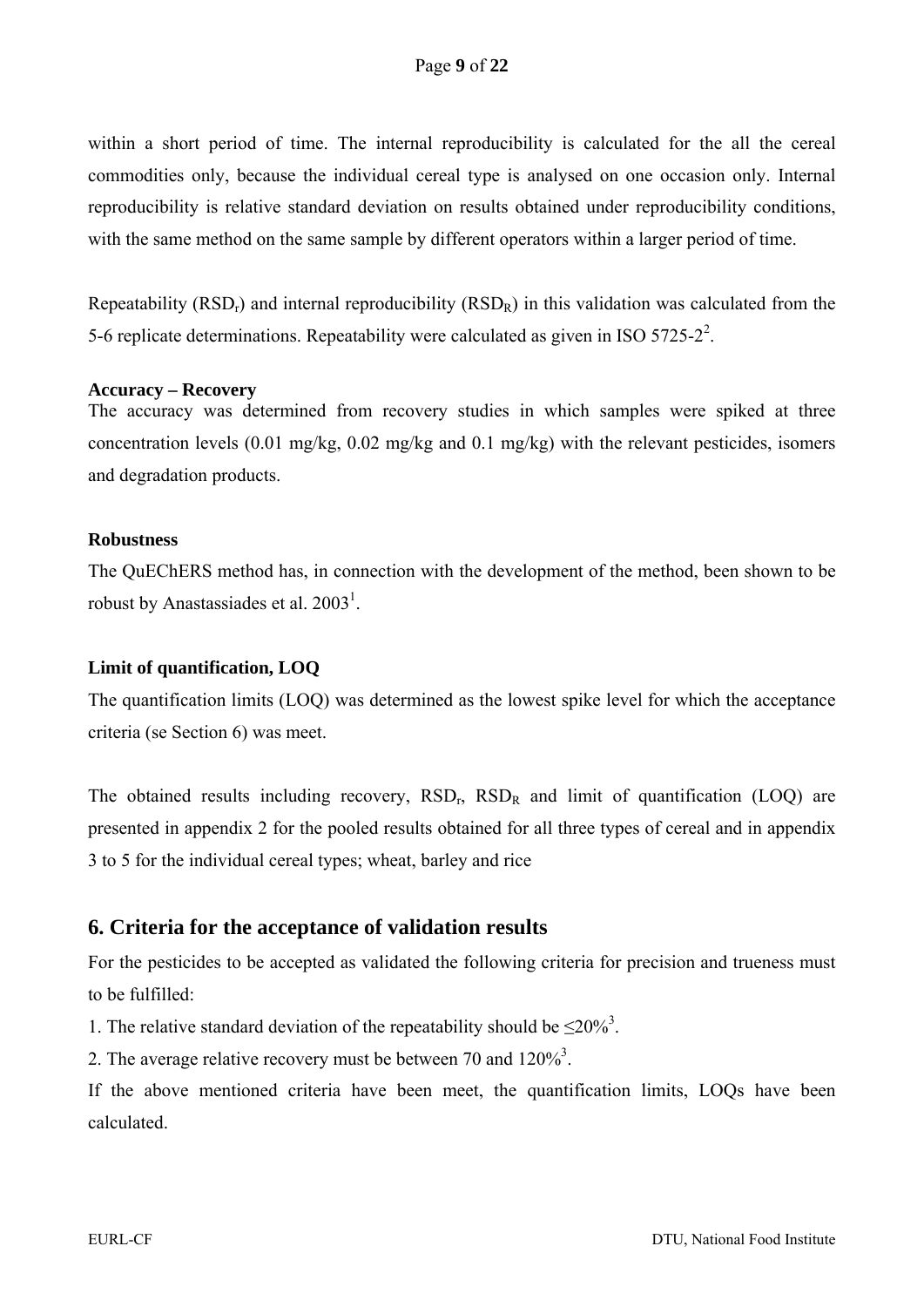within a short period of time. The internal reproducibility is calculated for the all the cereal commodities only, because the individual cereal type is analysed on one occasion only. Internal reproducibility is relative standard deviation on results obtained under reproducibility conditions, with the same method on the same sample by different operators within a larger period of time.

Repeatability ($RSD_r$) and internal reproducibility ($RSD_R$) in this validation was calculated from the 5-6 replicate determinations. Repeatability were calculated as given in ISO 5725-2[2].

**Accuracy – Recovery**

The accuracy was determined from recovery studies in which samples were spiked at three concentration levels (0.01 mg/kg, 0.02 mg/kg and 0.1 mg/kg) with the relevant pesticides, isomers and degradation products.

**Robustness**

The QuEChERS method has, in connection with the development of the method, been shown to be robust by Anastassiades et al. 2003[1].

**Limit of quantification, LOQ**

The quantification limits (LOQ) was determined as the lowest spike level for which the acceptance criteria (se Section 6) was meet.

The obtained results including recovery, $RSD_r$, $RSD_R$ and limit of quantification (LOQ) are presented in appendix 2 for the pooled results obtained for all three types of cereal and in appendix 3 to 5 for the individual cereal types; wheat, barley and rice

## 6. Criteria for the acceptance of validation results

For the pesticides to be accepted as validated the following criteria for precision and trueness must to be fulfilled:

1. The relative standard deviation of the repeatability should be $\leq$20%[3].
2. The average relative recovery must be between 70 and 120%[3].

If the above mentioned criteria have been meet, the quantification limits, LOQs have been calculated.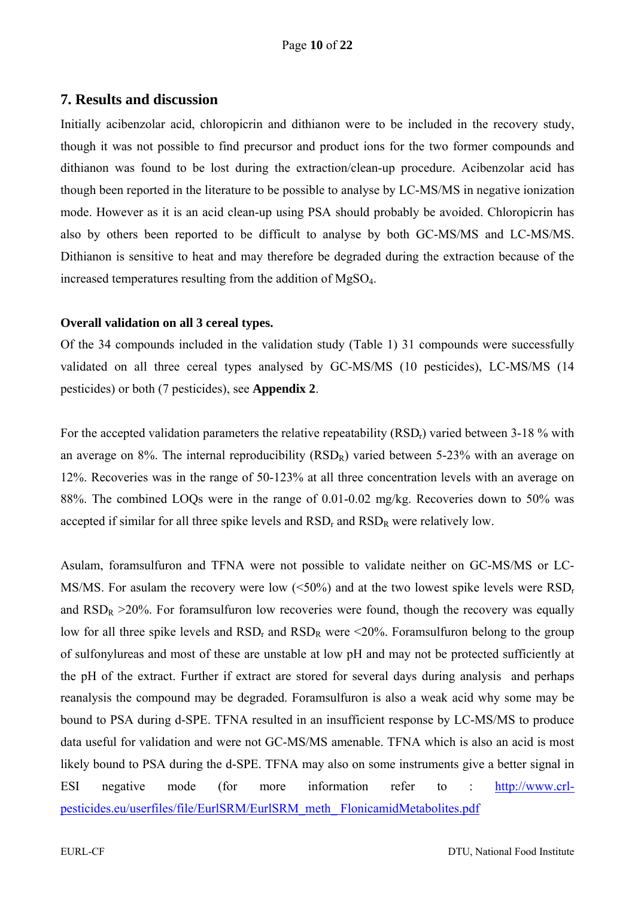## 7. Results and discussion

Initially acibenzolar acid, chloropicrin and dithianon were to be included in the recovery study, though it was not possible to find precursor and product ions for the two former compounds and dithianon was found to be lost during the extraction/clean-up procedure. Acibenzolar acid has though been reported in the literature to be possible to analyse by LC-MS/MS in negative ionization mode. However as it is an acid clean-up using PSA should probably be avoided. Chloropicrin has also by others been reported to be difficult to analyse by both GC-MS/MS and LC-MS/MS. Dithianon is sensitive to heat and may therefore be degraded during the extraction because of the increased temperatures resulting from the addition of $MgSO_4$.

**Overall validation on all 3 cereal types.**

Of the 34 compounds included in the validation study (Table 1) 31 compounds were successfully validated on all three cereal types analysed by GC-MS/MS (10 pesticides), LC-MS/MS (14 pesticides) or both (7 pesticides), see **Appendix 2**.

For the accepted validation parameters the relative repeatability ($RSD_r$) varied between 3-18 % with an average on 8%. The internal reproducibility ($RSD_R$) varied between 5-23% with an average on 12%. Recoveries was in the range of 50-123% at all three concentration levels with an average on 88%. The combined LOQs were in the range of 0.01-0.02 mg/kg. Recoveries down to 50% was accepted if similar for all three spike levels and $RSD_r$ and $RSD_R$ were relatively low.

Asulam, foramsulfuron and TFNA were not possible to validate neither on GC-MS/MS or LC-MS/MS. For asulam the recovery were low (<50%) and at the two lowest spike levels were $RSD_r$ and $RSD_R$ >20%. For foramsulfuron low recoveries were found, though the recovery was equally low for all three spike levels and $RSD_r$ and $RSD_R$ were <20%. Foramsulfuron belong to the group of sulfonylureas and most of these are unstable at low pH and may not be protected sufficiently at the pH of the extract. Further if extract are stored for several days during analysis and perhaps reanalysis the compound may be degraded. Foramsulfuron is also a weak acid why some may be bound to PSA during d-SPE. TFNA resulted in an insufficient response by LC-MS/MS to produce data useful for validation and were not GC-MS/MS amenable. TFNA which is also an acid is most likely bound to PSA during the d-SPE. TFNA may also on some instruments give a better signal in ESI negative mode (for more information refer to : [http://www.crl-pesticides.eu/userfiles/file/EurlSRM/EurlSRM_meth_ FlonicamidMetabolites.pdf](http://www.crl-pesticides.eu/userfiles/file/EurlSRM/EurlSRM_meth_FlonicamidMetabolites.pdf)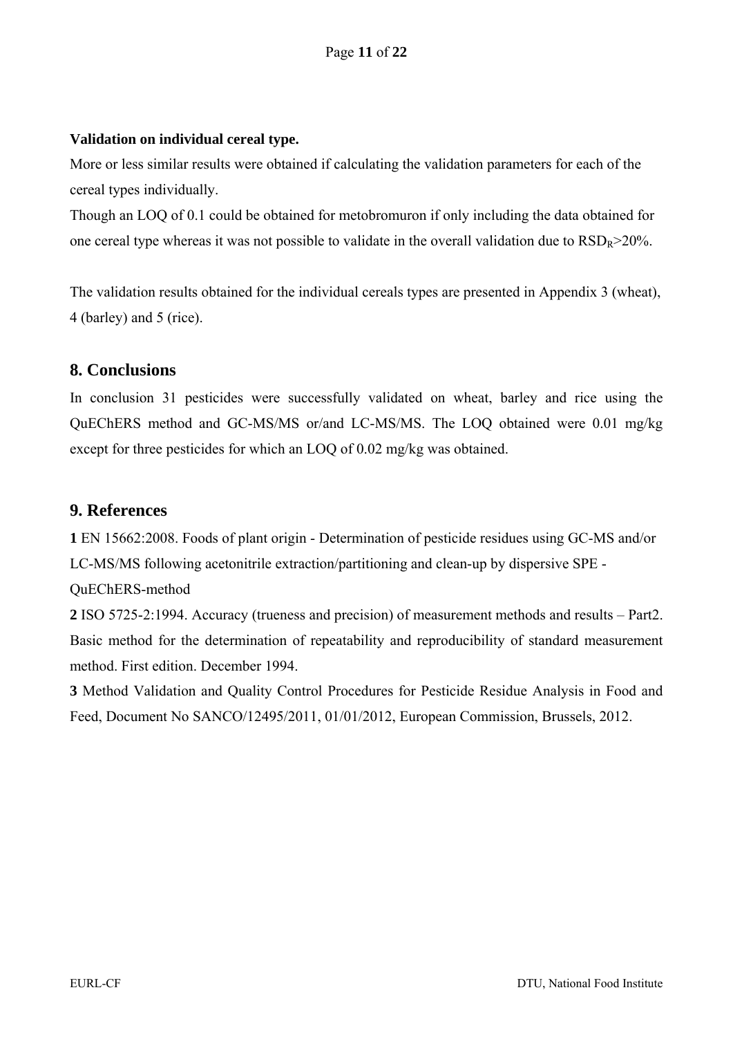**Validation on individual cereal type.**

More or less similar results were obtained if calculating the validation parameters for each of the cereal types individually.

Though an LOQ of 0.1 could be obtained for metobromuron if only including the data obtained for one cereal type whereas it was not possible to validate in the overall validation due to $RSD_R$>20%.

The validation results obtained for the individual cereals types are presented in Appendix 3 (wheat), 4 (barley) and 5 (rice).

## 8. Conclusions

In conclusion 31 pesticides were successfully validated on wheat, barley and rice using the QuEChERS method and GC-MS/MS or/and LC-MS/MS. The LOQ obtained were 0.01 mg/kg except for three pesticides for which an LOQ of 0.02 mg/kg was obtained.

## 9. References

**1** EN 15662:2008. Foods of plant origin - Determination of pesticide residues using GC-MS and/or LC-MS/MS following acetonitrile extraction/partitioning and clean-up by dispersive SPE - QuEChERS-method

**2** ISO 5725-2:1994. Accuracy (trueness and precision) of measurement methods and results – Part2. Basic method for the determination of repeatability and reproducibility of standard measurement method. First edition. December 1994.

**3** Method Validation and Quality Control Procedures for Pesticide Residue Analysis in Food and Feed, Document No SANCO/12495/2011, 01/01/2012, European Commission, Brussels, 2012.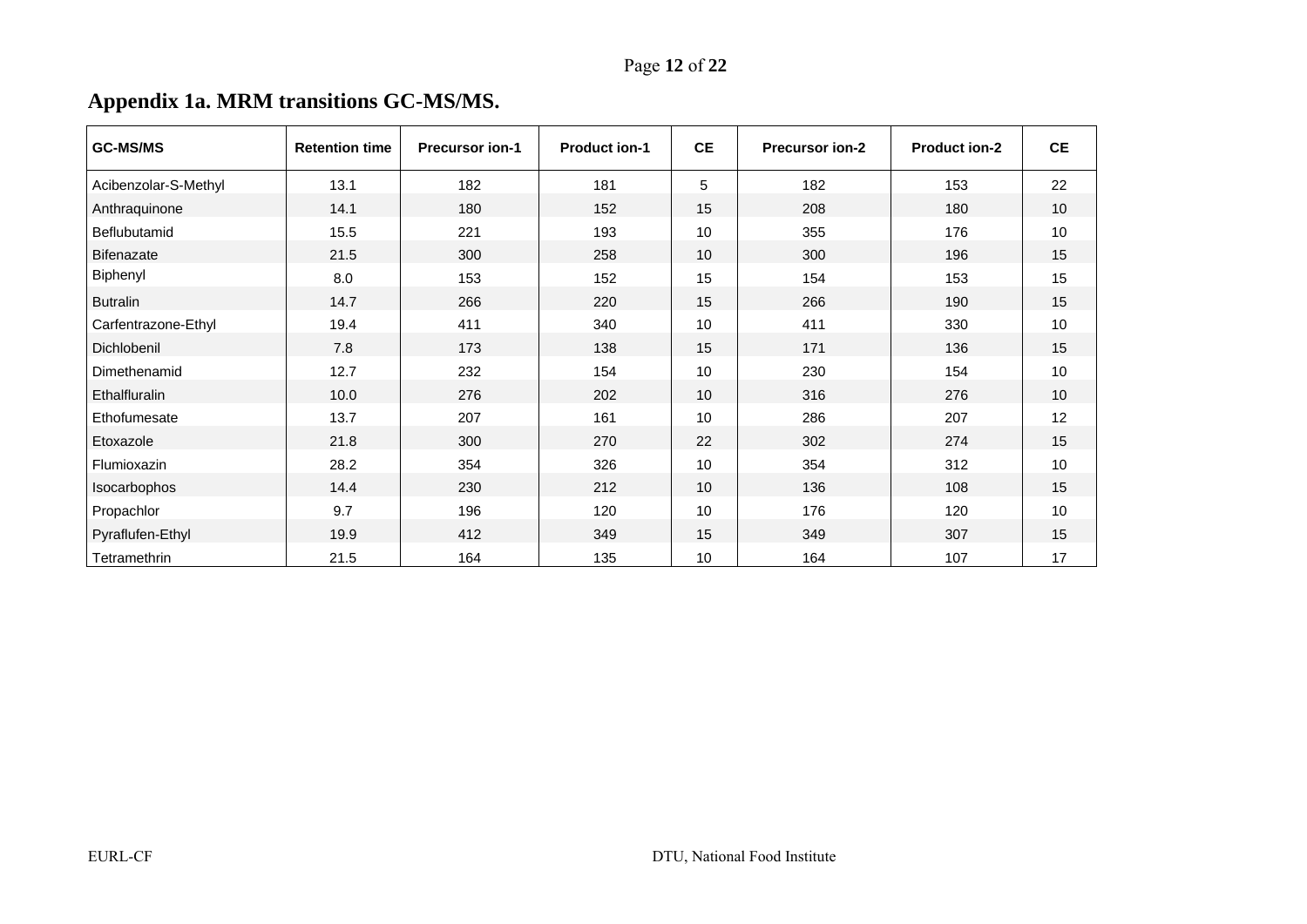## Appendix 1a. MRM transitions GC-MS/MS.

| GC-MS/MS | Retention time | Precursor ion-1 | Product ion-1 | CE | Precursor ion-2 | Product ion-2 | CE |
|---|---|---|---|---|---|---|---|
| Acibenzolar-S-Methyl | 13.1 | 182 | 181 | 5 | 182 | 153 | 22 |
| Anthraquinone | 14.1 | 180 | 152 | 15 | 208 | 180 | 10 |
| Beflubutamid | 15.5 | 221 | 193 | 10 | 355 | 176 | 10 |
| Bifenazate | 21.5 | 300 | 258 | 10 | 300 | 196 | 15 |
| Biphenyl | 8.0 | 153 | 152 | 15 | 154 | 153 | 15 |
| Butralin | 14.7 | 266 | 220 | 15 | 266 | 190 | 15 |
| Carfentrazone-Ethyl | 19.4 | 411 | 340 | 10 | 411 | 330 | 10 |
| Dichlobenil | 7.8 | 173 | 138 | 15 | 171 | 136 | 15 |
| Dimethenamid | 12.7 | 232 | 154 | 10 | 230 | 154 | 10 |
| Ethalfluralin | 10.0 | 276 | 202 | 10 | 316 | 276 | 10 |
| Ethofumesate | 13.7 | 207 | 161 | 10 | 286 | 207 | 12 |
| Etoxazole | 21.8 | 300 | 270 | 22 | 302 | 274 | 15 |
| Flumioxazin | 28.2 | 354 | 326 | 10 | 354 | 312 | 10 |
| Isocarbophos | 14.4 | 230 | 212 | 10 | 136 | 108 | 15 |
| Propachlor | 9.7 | 196 | 120 | 10 | 176 | 120 | 10 |
| Pyraflufen-Ethyl | 19.9 | 412 | 349 | 15 | 349 | 307 | 15 |
| Tetramethrin | 21.5 | 164 | 135 | 10 | 164 | 107 | 17 |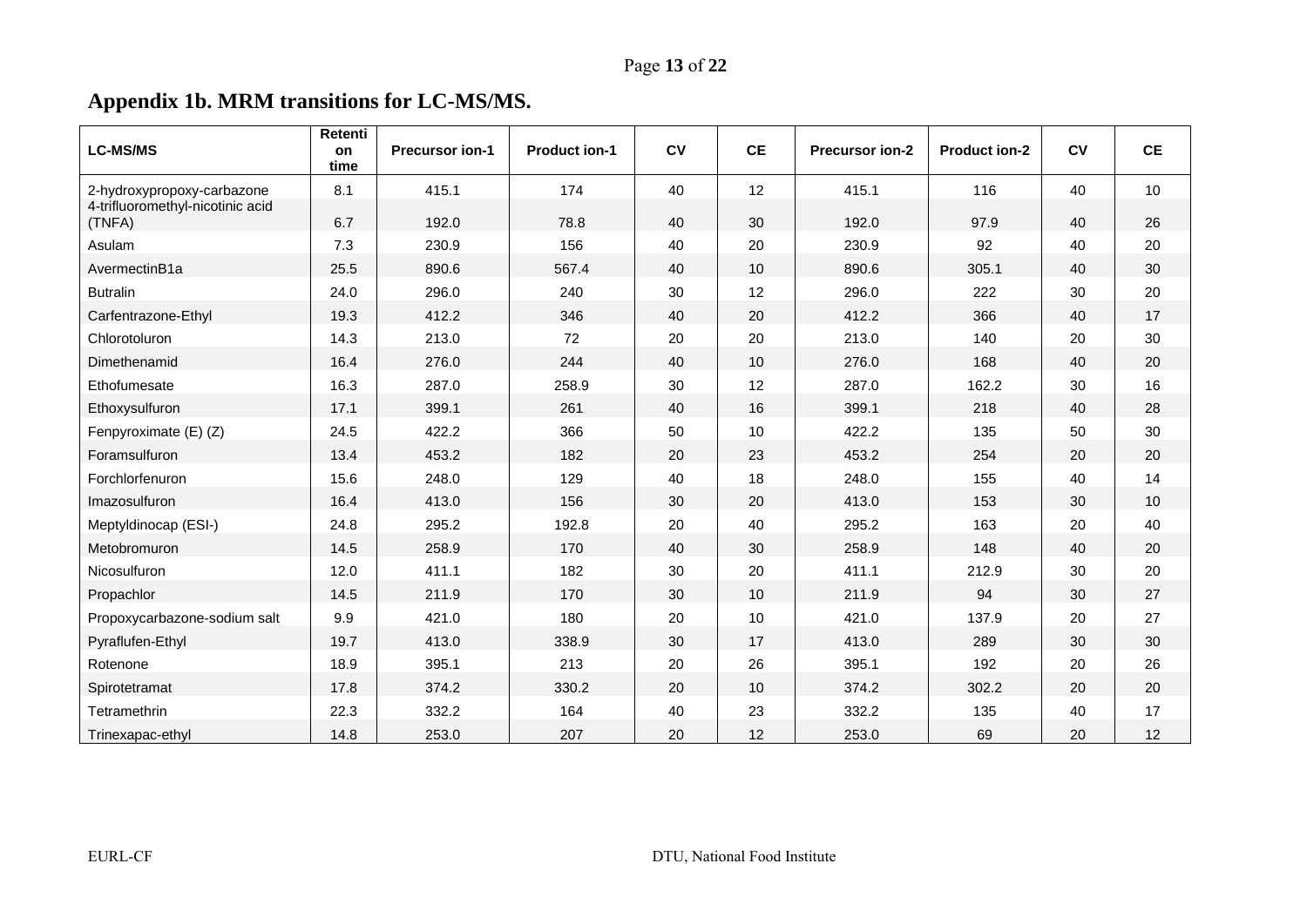## Appendix 1b. MRM transitions for LC-MS/MS.

| LC-MS/MS | Retention time | Precursor ion-1 | Product ion-1 | CV | CE | Precursor ion-2 | Product ion-2 | CV | CE |
|---|---|---|---|---|---|---|---|---|---|
| 2-hydroxypropoxy-carbazone | 8.1 | 415.1 | 174 | 40 | 12 | 415.1 | 116 | 40 | 10 |
| 4-trifluoromethyl-nicotinic acid (TNFA) | 6.7 | 192.0 | 78.8 | 40 | 30 | 192.0 | 97.9 | 40 | 26 |
| Asulam | 7.3 | 230.9 | 156 | 40 | 20 | 230.9 | 92 | 40 | 20 |
| AvermectinB1a | 25.5 | 890.6 | 567.4 | 40 | 10 | 890.6 | 305.1 | 40 | 30 |
| Butralin | 24.0 | 296.0 | 240 | 30 | 12 | 296.0 | 222 | 30 | 20 |
| Carfentrazone-Ethyl | 19.3 | 412.2 | 346 | 40 | 20 | 412.2 | 366 | 40 | 17 |
| Chlorotoluron | 14.3 | 213.0 | 72 | 20 | 20 | 213.0 | 140 | 20 | 30 |
| Dimethenamid | 16.4 | 276.0 | 244 | 40 | 10 | 276.0 | 168 | 40 | 20 |
| Ethofumesate | 16.3 | 287.0 | 258.9 | 30 | 12 | 287.0 | 162.2 | 30 | 16 |
| Ethoxysulfuron | 17.1 | 399.1 | 261 | 40 | 16 | 399.1 | 218 | 40 | 28 |
| Fenpyroximate (E) (Z) | 24.5 | 422.2 | 366 | 50 | 10 | 422.2 | 135 | 50 | 30 |
| Foramsulfuron | 13.4 | 453.2 | 182 | 20 | 23 | 453.2 | 254 | 20 | 20 |
| Forchlorfenuron | 15.6 | 248.0 | 129 | 40 | 18 | 248.0 | 155 | 40 | 14 |
| Imazosulfuron | 16.4 | 413.0 | 156 | 30 | 20 | 413.0 | 153 | 30 | 10 |
| Meptyldinocap (ESI-) | 24.8 | 295.2 | 192.8 | 20 | 40 | 295.2 | 163 | 20 | 40 |
| Metobromuron | 14.5 | 258.9 | 170 | 40 | 30 | 258.9 | 148 | 40 | 20 |
| Nicosulfuron | 12.0 | 411.1 | 182 | 30 | 20 | 411.1 | 212.9 | 30 | 20 |
| Propachlor | 14.5 | 211.9 | 170 | 30 | 10 | 211.9 | 94 | 30 | 27 |
| Propoxycarbazone-sodium salt | 9.9 | 421.0 | 180 | 20 | 10 | 421.0 | 137.9 | 20 | 27 |
| Pyraflufen-Ethyl | 19.7 | 413.0 | 338.9 | 30 | 17 | 413.0 | 289 | 30 | 30 |
| Rotenone | 18.9 | 395.1 | 213 | 20 | 26 | 395.1 | 192 | 20 | 26 |
| Spirotetramat | 17.8 | 374.2 | 330.2 | 20 | 10 | 374.2 | 302.2 | 20 | 20 |
| Tetramethrin | 22.3 | 332.2 | 164 | 40 | 23 | 332.2 | 135 | 40 | 17 |
| Trinexapac-ethyl | 14.8 | 253.0 | 207 | 20 | 12 | 253.0 | 69 | 20 | 12 |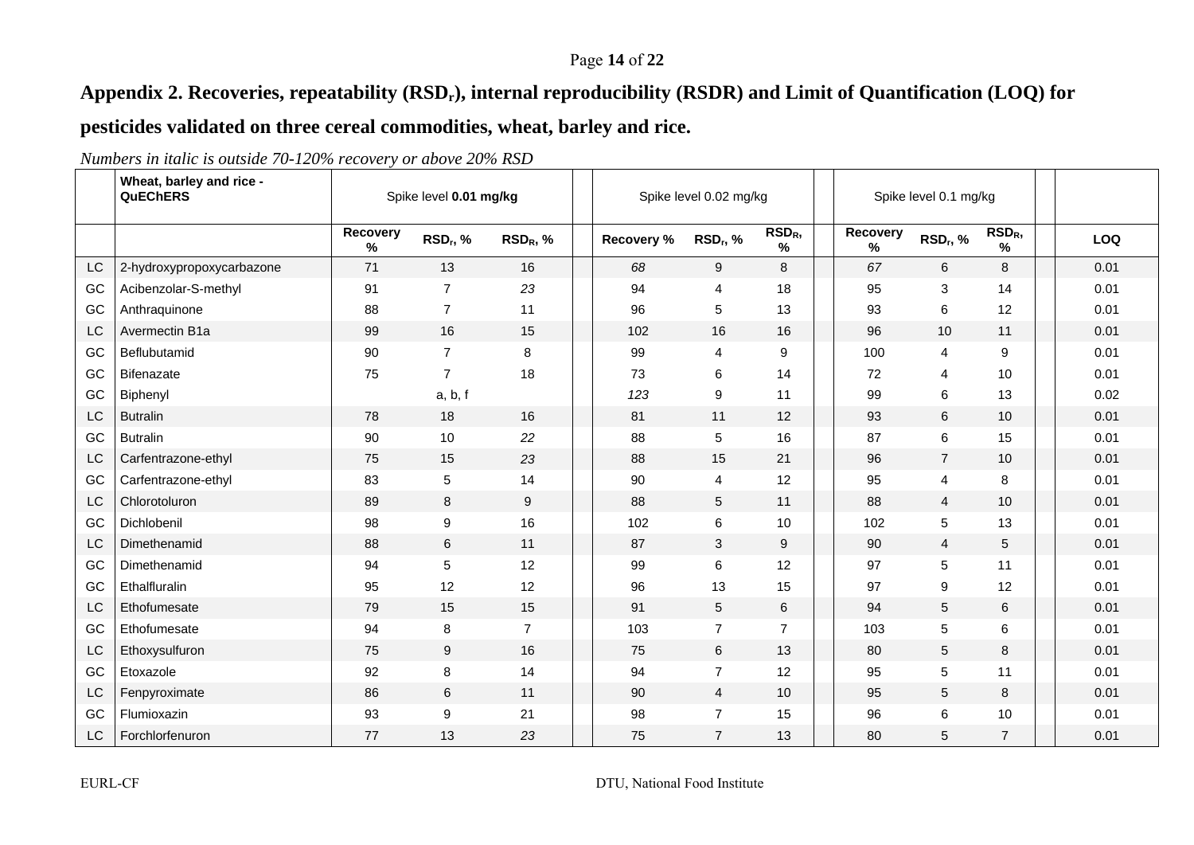## Appendix 2. Recoveries, repeatability ($RSD_r$), internal reproducibility (RSDR) and Limit of Quantification (LOQ) for pesticides validated on three cereal commodities, wheat, barley and rice.

*Numbers in italic is outside 70-120% recovery or above 20% RSD*

| | Wheat, barley and rice - QuEChERS | Spike level **0.01 mg/kg** | | | | Spike level 0.02 mg/kg | | | | Spike level 0.1 mg/kg | | | | |
|---|---|---|---|---|---|---|---|---|---|---|---|---|---|---|
| | | Recovery % | $RSD_r$, % | $RSD_R$, % | | Recovery % | $RSD_r$, % | $RSD_R$, % | | Recovery % | $RSD_r$, % | $RSD_R$, % | | LOQ |
| LC | 2-hydroxypropoxycarbazone | 71 | 13 | 16 | | *68* | 9 | 8 | | *67* | 6 | 8 | | 0.01 |
| GC | Acibenzolar-S-methyl | 91 | 7 | *23* | | 94 | 4 | 18 | | 95 | 3 | 14 | | 0.01 |
| GC | Anthraquinone | 88 | 7 | 11 | | 96 | 5 | 13 | | 93 | 6 | 12 | | 0.01 |
| LC | Avermectin B1a | 99 | 16 | 15 | | 102 | 16 | 16 | | 96 | 10 | 11 | | 0.01 |
| GC | Beflubutamid | 90 | 7 | 8 | | 99 | 4 | 9 | | 100 | 4 | 9 | | 0.01 |
| GC | Bifenazate | 75 | 7 | 18 | | 73 | 6 | 14 | | 72 | 4 | 10 | | 0.01 |
| GC | Biphenyl | | a, b, f | | | *123* | 9 | 11 | | 99 | 6 | 13 | | 0.02 |
| LC | Butralin | 78 | 18 | 16 | | 81 | 11 | 12 | | 93 | 6 | 10 | | 0.01 |
| GC | Butralin | 90 | 10 | *22* | | 88 | 5 | 16 | | 87 | 6 | 15 | | 0.01 |
| LC | Carfentrazone-ethyl | 75 | 15 | *23* | | 88 | 15 | 21 | | 96 | 7 | 10 | | 0.01 |
| GC | Carfentrazone-ethyl | 83 | 5 | 14 | | 90 | 4 | 12 | | 95 | 4 | 8 | | 0.01 |
| LC | Chlorotoluron | 89 | 8 | 9 | | 88 | 5 | 11 | | 88 | 4 | 10 | | 0.01 |
| GC | Dichlobenil | 98 | 9 | 16 | | 102 | 6 | 10 | | 102 | 5 | 13 | | 0.01 |
| LC | Dimethenamid | 88 | 6 | 11 | | 87 | 3 | 9 | | 90 | 4 | 5 | | 0.01 |
| GC | Dimethenamid | 94 | 5 | 12 | | 99 | 6 | 12 | | 97 | 5 | 11 | | 0.01 |
| GC | Ethalfluralin | 95 | 12 | 12 | | 96 | 13 | 15 | | 97 | 9 | 12 | | 0.01 |
| LC | Ethofumesate | 79 | 15 | 15 | | 91 | 5 | 6 | | 94 | 5 | 6 | | 0.01 |
| GC | Ethofumesate | 94 | 8 | 7 | | 103 | 7 | 7 | | 103 | 5 | 6 | | 0.01 |
| LC | Ethoxysulfuron | 75 | 9 | 16 | | 75 | 6 | 13 | | 80 | 5 | 8 | | 0.01 |
| GC | Etoxazole | 92 | 8 | 14 | | 94 | 7 | 12 | | 95 | 5 | 11 | | 0.01 |
| LC | Fenpyroximate | 86 | 6 | 11 | | 90 | 4 | 10 | | 95 | 5 | 8 | | 0.01 |
| GC | Flumioxazin | 93 | 9 | 21 | | 98 | 7 | 15 | | 96 | 6 | 10 | | 0.01 |
| LC | Forchlorfenuron | 77 | 13 | *23* | | 75 | 7 | 13 | | 80 | 5 | 7 | | 0.01 |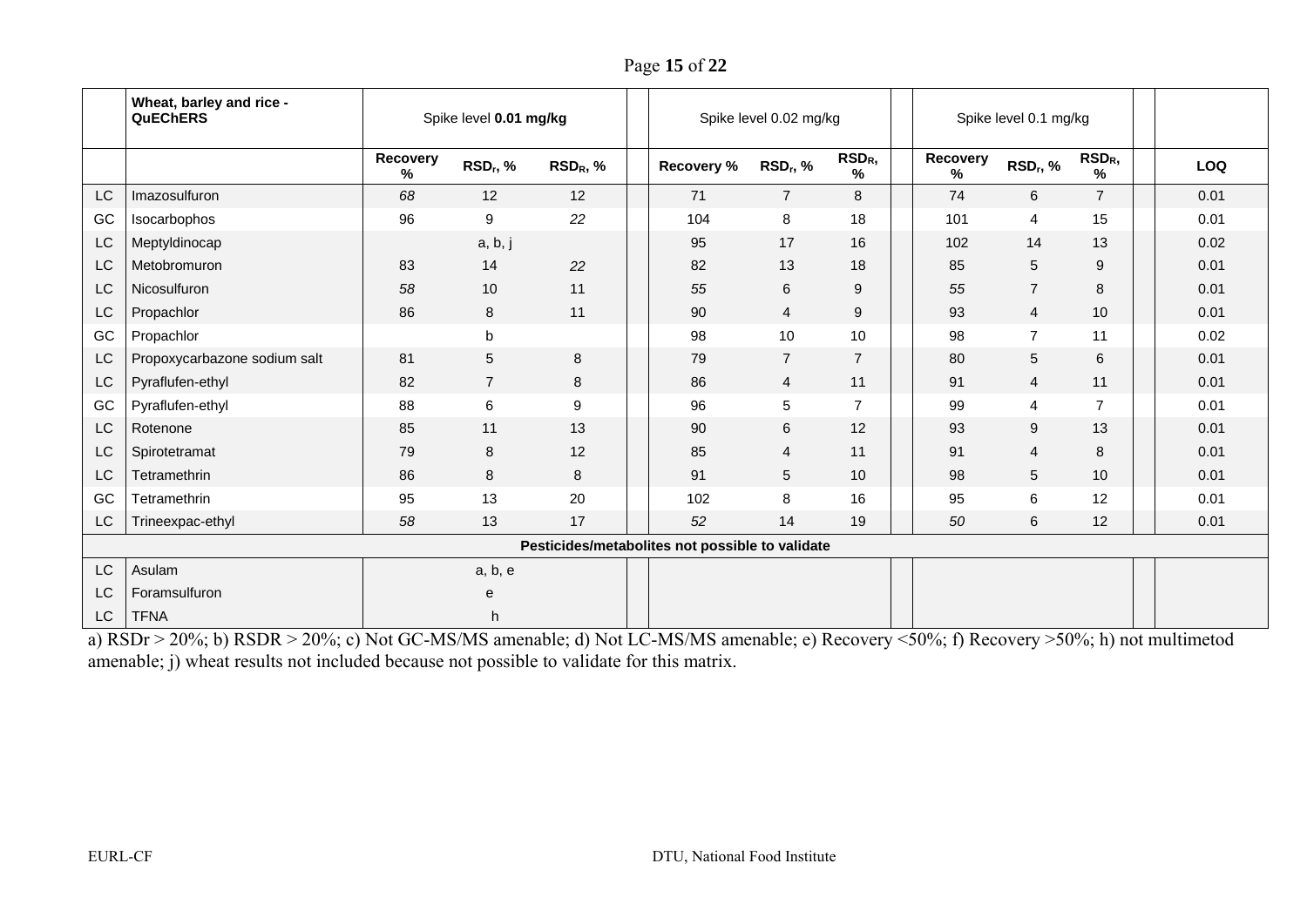| | Wheat, barley and rice - QuEChERS | Spike level **0.01 mg/kg** | | | | Spike level 0.02 mg/kg | | | | Spike level 0.1 mg/kg | | | | |
|---|---|---|---|---|---|---|---|---|---|---|---|---|---|---|
| | | Recovery % | $RSD_r$, % | $RSD_R$, % | | Recovery % | $RSD_r$, % | $RSD_R$, % | | Recovery % | $RSD_r$, % | $RSD_R$, % | | LOQ |
| LC | Imazosulfuron | *68* | 12 | 12 | | 71 | 7 | 8 | | 74 | 6 | 7 | | 0.01 |
| GC | Isocarbophos | 96 | 9 | *22* | | 104 | 8 | 18 | | 101 | 4 | 15 | | 0.01 |
| LC | Meptyldinocap | | a, b, j | | | 95 | 17 | 16 | | 102 | 14 | 13 | | 0.02 |
| LC | Metobromuron | 83 | 14 | *22* | | 82 | 13 | 18 | | 85 | 5 | 9 | | 0.01 |
| LC | Nicosulfuron | *58* | 10 | 11 | | *55* | 6 | 9 | | *55* | 7 | 8 | | 0.01 |
| LC | Propachlor | 86 | 8 | 11 | | 90 | 4 | 9 | | 93 | 4 | 10 | | 0.01 |
| GC | Propachlor | | b | | | 98 | 10 | 10 | | 98 | 7 | 11 | | 0.02 |
| LC | Propoxycarbazone sodium salt | 81 | 5 | 8 | | 79 | 7 | 7 | | 80 | 5 | 6 | | 0.01 |
| LC | Pyraflufen-ethyl | 82 | 7 | 8 | | 86 | 4 | 11 | | 91 | 4 | 11 | | 0.01 |
| GC | Pyraflufen-ethyl | 88 | 6 | 9 | | 96 | 5 | 7 | | 99 | 4 | 7 | | 0.01 |
| LC | Rotenone | 85 | 11 | 13 | | 90 | 6 | 12 | | 93 | 9 | 13 | | 0.01 |
| LC | Spirotetramat | 79 | 8 | 12 | | 85 | 4 | 11 | | 91 | 4 | 8 | | 0.01 |
| LC | Tetramethrin | 86 | 8 | 8 | | 91 | 5 | 10 | | 98 | 5 | 10 | | 0.01 |
| GC | Tetramethrin | 95 | 13 | 20 | | 102 | 8 | 16 | | 95 | 6 | 12 | | 0.01 |
| LC | Trineexpac-ethyl | *58* | 13 | 17 | | *52* | 14 | 19 | | *50* | 6 | 12 | | 0.01 |
| | **Pesticides/metabolites not possible to validate** | | | | | | | | | | | | | |
| LC | Asulam | | a, b, e | | | | | | | | | | | |
| LC | Foramsulfuron | | e | | | | | | | | | | | |
| LC | TFNA | | h | | | | | | | | | | | |

a) RSDr > 20%; b) RSDR > 20%; c) Not GC-MS/MS amenable; d) Not LC-MS/MS amenable; e) Recovery <50%; f) Recovery >50%; h) not multimetod amenable; j) wheat results not included because not possible to validate for this matrix.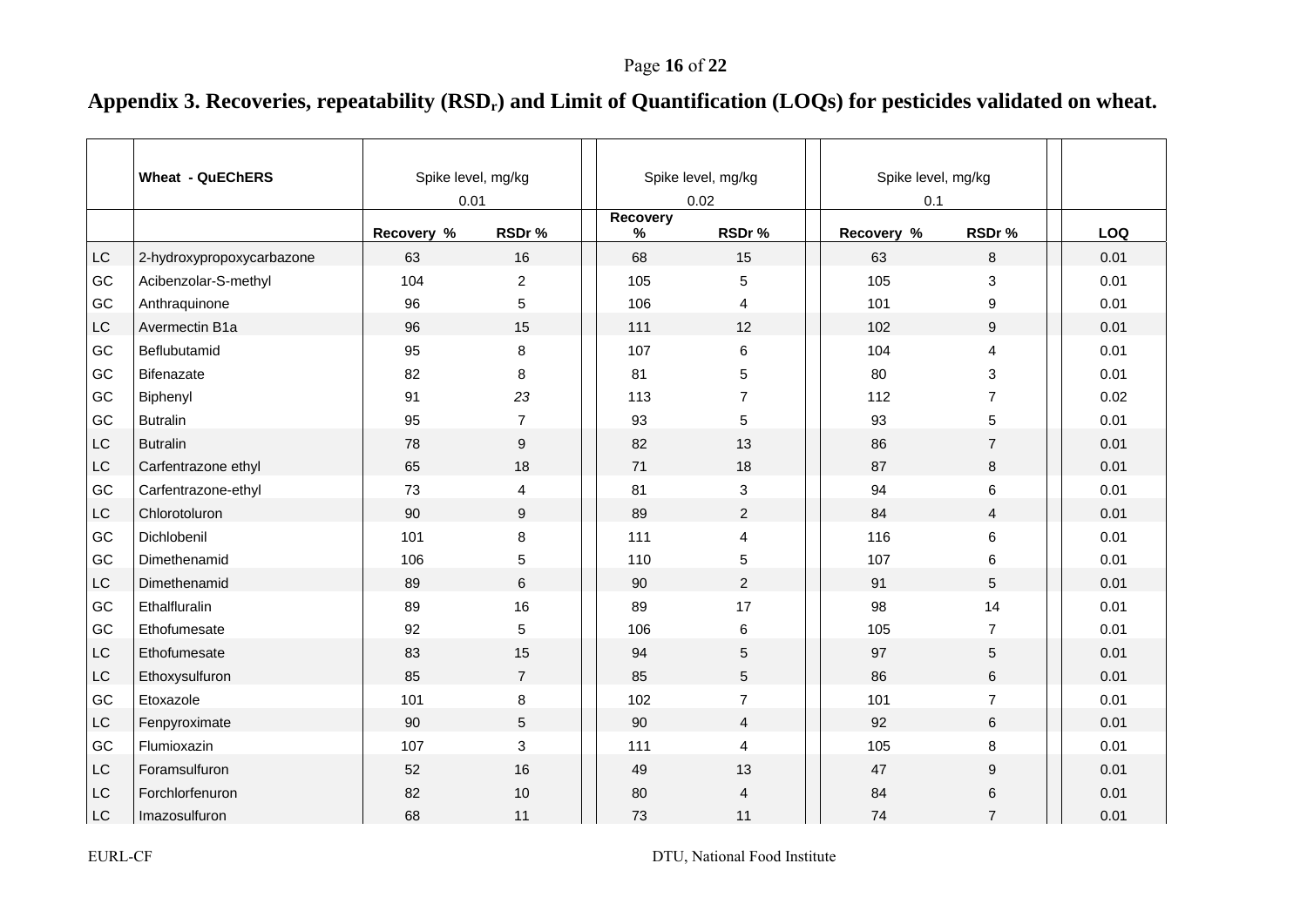# Appendix 3. Recoveries, repeatability ($RSD_r$) and Limit of Quantification (LOQs) for pesticides validated on wheat.

| | Wheat - QuEChERS | Spike level, mg/kg 0.01 | | Spike level, mg/kg 0.02 | | Spike level, mg/kg 0.1 | | |
|---|---|---|---|---|---|---|---|---|
| | | Recovery % | RSDr % | Recovery % | RSDr % | Recovery % | RSDr % | LOQ |
| LC | 2-hydroxypropoxycarbazone | 63 | 16 | 68 | 15 | 63 | 8 | 0.01 |
| GC | Acibenzolar-S-methyl | 104 | 2 | 105 | 5 | 105 | 3 | 0.01 |
| GC | Anthraquinone | 96 | 5 | 106 | 4 | 101 | 9 | 0.01 |
| LC | Avermectin B1a | 96 | 15 | 111 | 12 | 102 | 9 | 0.01 |
| GC | Beflubutamid | 95 | 8 | 107 | 6 | 104 | 4 | 0.01 |
| GC | Bifenazate | 82 | 8 | 81 | 5 | 80 | 3 | 0.01 |
| GC | Biphenyl | 91 | *23* | 113 | 7 | 112 | 7 | 0.02 |
| GC | Butralin | 95 | 7 | 93 | 5 | 93 | 5 | 0.01 |
| LC | Butralin | 78 | 9 | 82 | 13 | 86 | 7 | 0.01 |
| LC | Carfentrazone ethyl | 65 | 18 | 71 | 18 | 87 | 8 | 0.01 |
| GC | Carfentrazone-ethyl | 73 | 4 | 81 | 3 | 94 | 6 | 0.01 |
| LC | Chlorotoluron | 90 | 9 | 89 | 2 | 84 | 4 | 0.01 |
| GC | Dichlobenil | 101 | 8 | 111 | 4 | 116 | 6 | 0.01 |
| GC | Dimethenamid | 106 | 5 | 110 | 5 | 107 | 6 | 0.01 |
| LC | Dimethenamid | 89 | 6 | 90 | 2 | 91 | 5 | 0.01 |
| GC | Ethalfluralin | 89 | 16 | 89 | 17 | 98 | 14 | 0.01 |
| GC | Ethofumesate | 92 | 5 | 106 | 6 | 105 | 7 | 0.01 |
| LC | Ethofumesate | 83 | 15 | 94 | 5 | 97 | 5 | 0.01 |
| LC | Ethoxysulfuron | 85 | 7 | 85 | 5 | 86 | 6 | 0.01 |
| GC | Etoxazole | 101 | 8 | 102 | 7 | 101 | 7 | 0.01 |
| LC | Fenpyroximate | 90 | 5 | 90 | 4 | 92 | 6 | 0.01 |
| GC | Flumioxazin | 107 | 3 | 111 | 4 | 105 | 8 | 0.01 |
| LC | Foramsulfuron | 52 | 16 | 49 | 13 | 47 | 9 | 0.01 |
| LC | Forchlorfenuron | 82 | 10 | 80 | 4 | 84 | 6 | 0.01 |
| LC | Imazosulfuron | 68 | 11 | 73 | 11 | 74 | 7 | 0.01 |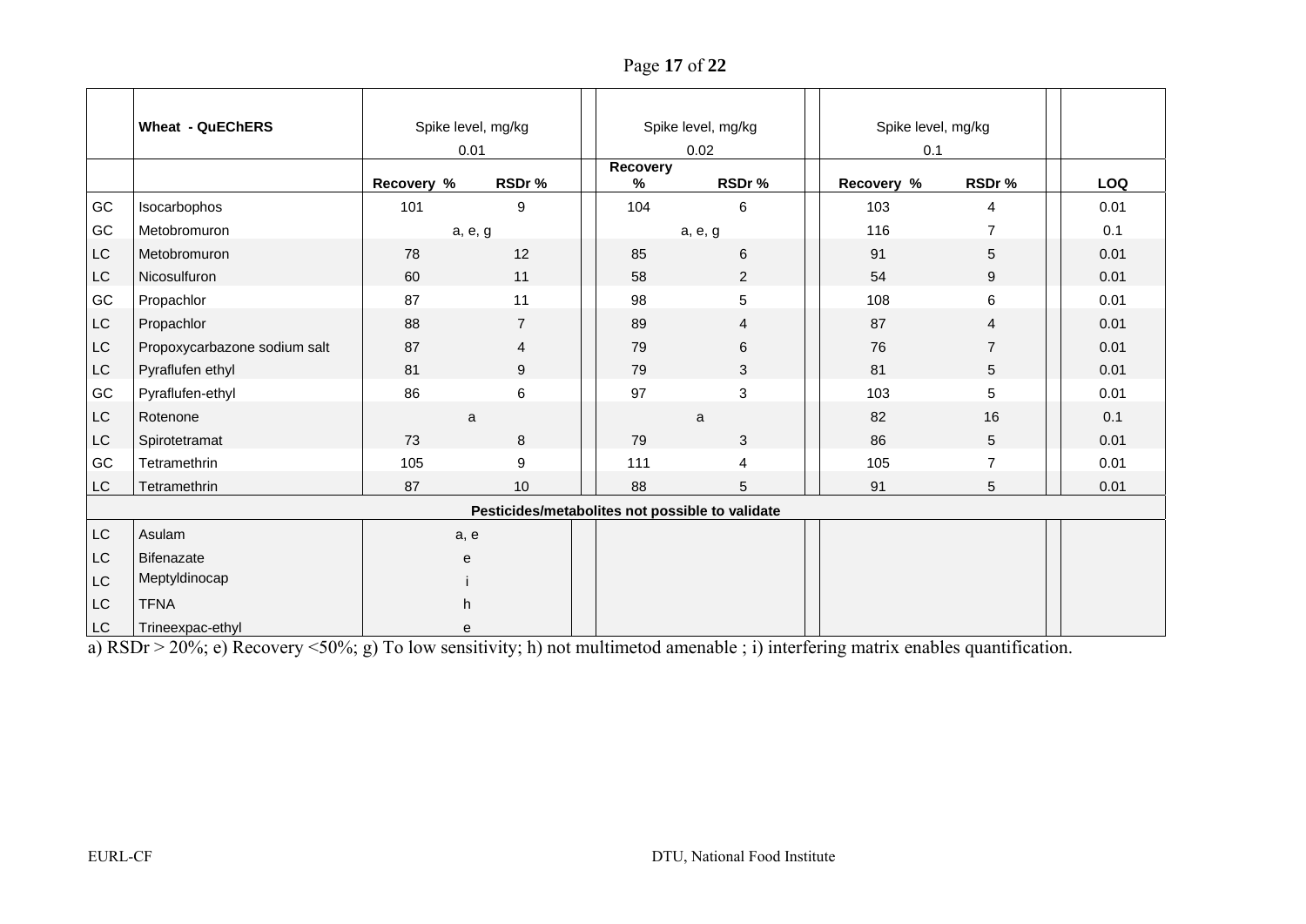|  | Wheat - QuEChERS | Spike level, mg/kg 0.01 | | Spike level, mg/kg 0.02 | | Spike level, mg/kg 0.1 | | |
|---|---|---|---|---|---|---|---|---|
|  |  | Recovery % | RSDr % | Recovery % | RSDr % | Recovery % | RSDr % | LOQ |
| GC | Isocarbophos | 101 | 9 | 104 | 6 | 103 | 4 | 0.01 |
| GC | Metobromuron | a, e, g | | a, e, g | | 116 | 7 | 0.1 |
| LC | Metobromuron | 78 | 12 | 85 | 6 | 91 | 5 | 0.01 |
| LC | Nicosulfuron | 60 | 11 | 58 | 2 | 54 | 9 | 0.01 |
| GC | Propachlor | 87 | 11 | 98 | 5 | 108 | 6 | 0.01 |
| LC | Propachlor | 88 | 7 | 89 | 4 | 87 | 4 | 0.01 |
| LC | Propoxycarbazone sodium salt | 87 | 4 | 79 | 6 | 76 | 7 | 0.01 |
| LC | Pyraflufen ethyl | 81 | 9 | 79 | 3 | 81 | 5 | 0.01 |
| GC | Pyraflufen-ethyl | 86 | 6 | 97 | 3 | 103 | 5 | 0.01 |
| LC | Rotenone | a | | a | | 82 | 16 | 0.1 |
| LC | Spirotetramat | 73 | 8 | 79 | 3 | 86 | 5 | 0.01 |
| GC | Tetramethrin | 105 | 9 | 111 | 4 | 105 | 7 | 0.01 |
| LC | Tetramethrin | 87 | 10 | 88 | 5 | 91 | 5 | 0.01 |
| **Pesticides/metabolites not possible to validate** | | | | | | | | |
| LC | Asulam | a, e | | | | | | |
| LC | Bifenazate | e | | | | | | |
| LC | Meptyldinocap | i | | | | | | |
| LC | TFNA | h | | | | | | |
| LC | Trineexpac-ethyl | e | | | | | | |

a) RSDr > 20%; e) Recovery <50%; g) To low sensitivity; h) not multimetod amenable ; i) interfering matrix enables quantification.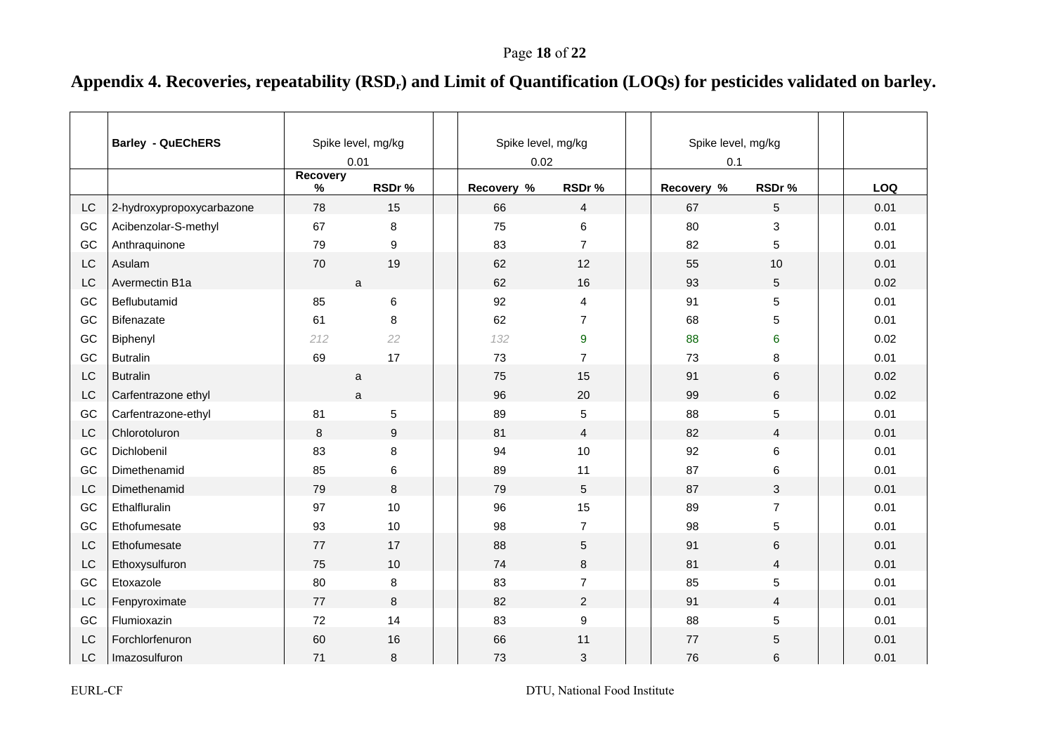# Appendix 4. Recoveries, repeatability ($RSD_r$) and Limit of Quantification (LOQs) for pesticides validated on barley.

| | Barley - QuEChERS | Spike level, mg/kg 0.01 | | Spike level, mg/kg 0.02 | | Spike level, mg/kg 0.1 | | |
|---|---|---|---|---|---|---|---|---|
| | | Recovery % | RSDr % | Recovery % | RSDr % | Recovery % | RSDr % | LOQ |
| LC | 2-hydroxypropoxycarbazone | 78 | 15 | 66 | 4 | 67 | 5 | 0.01 |
| GC | Acibenzolar-S-methyl | 67 | 8 | 75 | 6 | 80 | 3 | 0.01 |
| GC | Anthraquinone | 79 | 9 | 83 | 7 | 82 | 5 | 0.01 |
| LC | Asulam | 70 | 19 | 62 | 12 | 55 | 10 | 0.01 |
| LC | Avermectin B1a | a | | 62 | 16 | 93 | 5 | 0.02 |
| GC | Beflubutamid | 85 | 6 | 92 | 4 | 91 | 5 | 0.01 |
| GC | Bifenazate | 61 | 8 | 62 | 7 | 68 | 5 | 0.01 |
| GC | Biphenyl | 212 | 22 | 132 | 9 | 88 | 6 | 0.02 |
| GC | Butralin | 69 | 17 | 73 | 7 | 73 | 8 | 0.01 |
| LC | Butralin | a | | 75 | 15 | 91 | 6 | 0.02 |
| LC | Carfentrazone ethyl | a | | 96 | 20 | 99 | 6 | 0.02 |
| GC | Carfentrazone-ethyl | 81 | 5 | 89 | 5 | 88 | 5 | 0.01 |
| LC | Chlorotoluron | 8 | 9 | 81 | 4 | 82 | 4 | 0.01 |
| GC | Dichlobenil | 83 | 8 | 94 | 10 | 92 | 6 | 0.01 |
| GC | Dimethenamid | 85 | 6 | 89 | 11 | 87 | 6 | 0.01 |
| LC | Dimethenamid | 79 | 8 | 79 | 5 | 87 | 3 | 0.01 |
| GC | Ethalfluralin | 97 | 10 | 96 | 15 | 89 | 7 | 0.01 |
| GC | Ethofumesate | 93 | 10 | 98 | 7 | 98 | 5 | 0.01 |
| LC | Ethofumesate | 77 | 17 | 88 | 5 | 91 | 6 | 0.01 |
| LC | Ethoxysulfuron | 75 | 10 | 74 | 8 | 81 | 4 | 0.01 |
| GC | Etoxazole | 80 | 8 | 83 | 7 | 85 | 5 | 0.01 |
| LC | Fenpyroximate | 77 | 8 | 82 | 2 | 91 | 4 | 0.01 |
| GC | Flumioxazin | 72 | 14 | 83 | 9 | 88 | 5 | 0.01 |
| LC | Forchlorfenuron | 60 | 16 | 66 | 11 | 77 | 5 | 0.01 |
| LC | Imazosulfuron | 71 | 8 | 73 | 3 | 76 | 6 | 0.01 |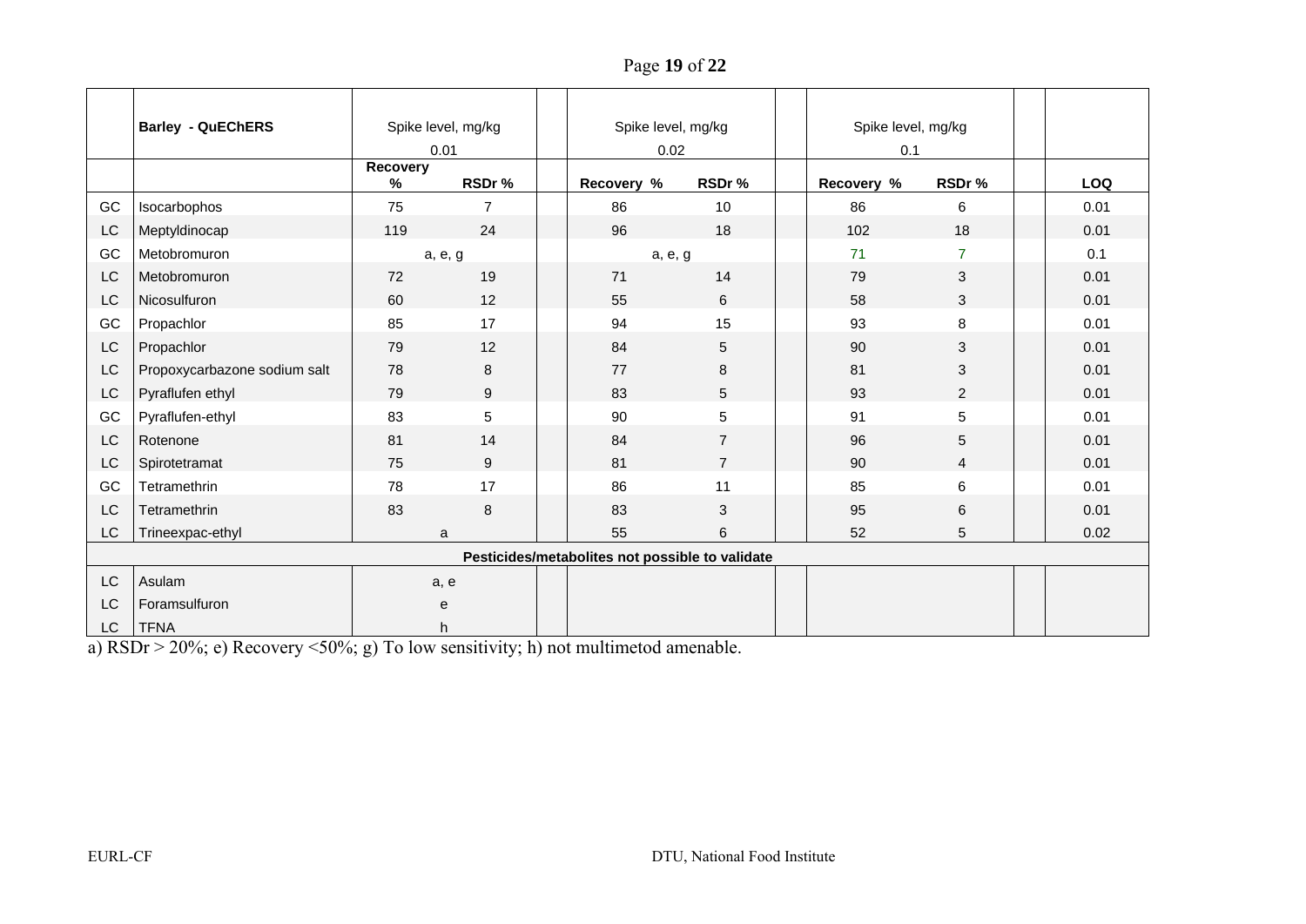| | Barley - QuEChERS | Spike level, mg/kg 0.01 | | | Spike level, mg/kg 0.02 | | | Spike level, mg/kg 0.1 | | | |
|---|---|---|---|---|---|---|---|---|---|---|---|
| | | Recovery % | RSDr % | | Recovery % | RSDr % | | Recovery % | RSDr % | | LOQ |
| GC | Isocarbophos | 75 | 7 | | 86 | 10 | | 86 | 6 | | 0.01 |
| LC | Meptyldinocap | 119 | 24 | | 96 | 18 | | 102 | 18 | | 0.01 |
| GC | Metobromuron | a, e, g | | | a, e, g | | | 71 | 7 | | 0.1 |
| LC | Metobromuron | 72 | 19 | | 71 | 14 | | 79 | 3 | | 0.01 |
| LC | Nicosulfuron | 60 | 12 | | 55 | 6 | | 58 | 3 | | 0.01 |
| GC | Propachlor | 85 | 17 | | 94 | 15 | | 93 | 8 | | 0.01 |
| LC | Propachlor | 79 | 12 | | 84 | 5 | | 90 | 3 | | 0.01 |
| LC | Propoxycarbazone sodium salt | 78 | 8 | | 77 | 8 | | 81 | 3 | | 0.01 |
| LC | Pyraflufen ethyl | 79 | 9 | | 83 | 5 | | 93 | 2 | | 0.01 |
| GC | Pyraflufen-ethyl | 83 | 5 | | 90 | 5 | | 91 | 5 | | 0.01 |
| LC | Rotenone | 81 | 14 | | 84 | 7 | | 96 | 5 | | 0.01 |
| LC | Spirotetramat | 75 | 9 | | 81 | 7 | | 90 | 4 | | 0.01 |
| GC | Tetramethrin | 78 | 17 | | 86 | 11 | | 85 | 6 | | 0.01 |
| LC | Tetramethrin | 83 | 8 | | 83 | 3 | | 95 | 6 | | 0.01 |
| LC | Trineexpac-ethyl | a | | | 55 | 6 | | 52 | 5 | | 0.02 |
| | **Pesticides/metabolites not possible to validate** | | | | | | | | | | |
| LC | Asulam | a, e | | | | | | | | | |
| LC | Foramsulfuron | e | | | | | | | | | |
| LC | TFNA | h | | | | | | | | | |

a) RSDr > 20%; e) Recovery <50%; g) To low sensitivity; h) not multimetod amenable.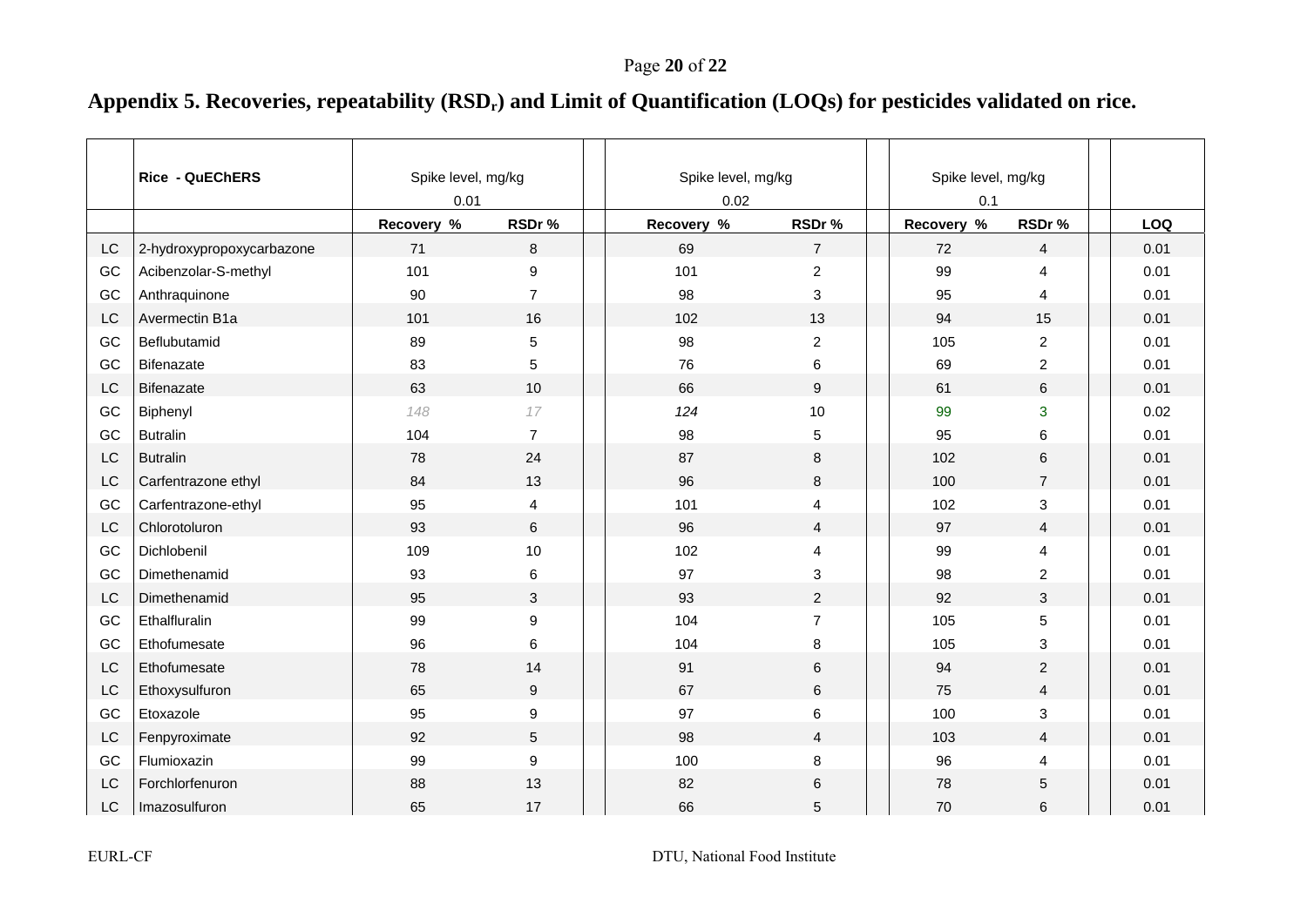## Appendix 5. Recoveries, repeatability ($RSD_r$) and Limit of Quantification (LOQs) for pesticides validated on rice.

| | Rice - QuEChERS | Spike level, mg/kg 0.01 | | Spike level, mg/kg 0.02 | | Spike level, mg/kg 0.1 | | |
|---|---|---|---|---|---|---|---|---|
| | | Recovery % | RSDr % | Recovery % | RSDr % | Recovery % | RSDr % | LOQ |
| LC | 2-hydroxypropoxycarbazone | 71 | 8 | 69 | 7 | 72 | 4 | 0.01 |
| GC | Acibenzolar-S-methyl | 101 | 9 | 101 | 2 | 99 | 4 | 0.01 |
| GC | Anthraquinone | 90 | 7 | 98 | 3 | 95 | 4 | 0.01 |
| LC | Avermectin B1a | 101 | 16 | 102 | 13 | 94 | 15 | 0.01 |
| GC | Beflubutamid | 89 | 5 | 98 | 2 | 105 | 2 | 0.01 |
| GC | Bifenazate | 83 | 5 | 76 | 6 | 69 | 2 | 0.01 |
| LC | Bifenazate | 63 | 10 | 66 | 9 | 61 | 6 | 0.01 |
| GC | Biphenyl | *148* | *17* | *124* | 10 | 99 | 3 | 0.02 |
| GC | Butralin | 104 | 7 | 98 | 5 | 95 | 6 | 0.01 |
| LC | Butralin | 78 | 24 | 87 | 8 | 102 | 6 | 0.01 |
| LC | Carfentrazone ethyl | 84 | 13 | 96 | 8 | 100 | 7 | 0.01 |
| GC | Carfentrazone-ethyl | 95 | 4 | 101 | 4 | 102 | 3 | 0.01 |
| LC | Chlorotoluron | 93 | 6 | 96 | 4 | 97 | 4 | 0.01 |
| GC | Dichlobenil | 109 | 10 | 102 | 4 | 99 | 4 | 0.01 |
| GC | Dimethenamid | 93 | 6 | 97 | 3 | 98 | 2 | 0.01 |
| LC | Dimethenamid | 95 | 3 | 93 | 2 | 92 | 3 | 0.01 |
| GC | Ethalfluralin | 99 | 9 | 104 | 7 | 105 | 5 | 0.01 |
| GC | Ethofumesate | 96 | 6 | 104 | 8 | 105 | 3 | 0.01 |
| LC | Ethofumesate | 78 | 14 | 91 | 6 | 94 | 2 | 0.01 |
| LC | Ethoxysulfuron | 65 | 9 | 67 | 6 | 75 | 4 | 0.01 |
| GC | Etoxazole | 95 | 9 | 97 | 6 | 100 | 3 | 0.01 |
| LC | Fenpyroximate | 92 | 5 | 98 | 4 | 103 | 4 | 0.01 |
| GC | Flumioxazin | 99 | 9 | 100 | 8 | 96 | 4 | 0.01 |
| LC | Forchlorfenuron | 88 | 13 | 82 | 6 | 78 | 5 | 0.01 |
| LC | Imazosulfuron | 65 | 17 | 66 | 5 | 70 | 6 | 0.01 |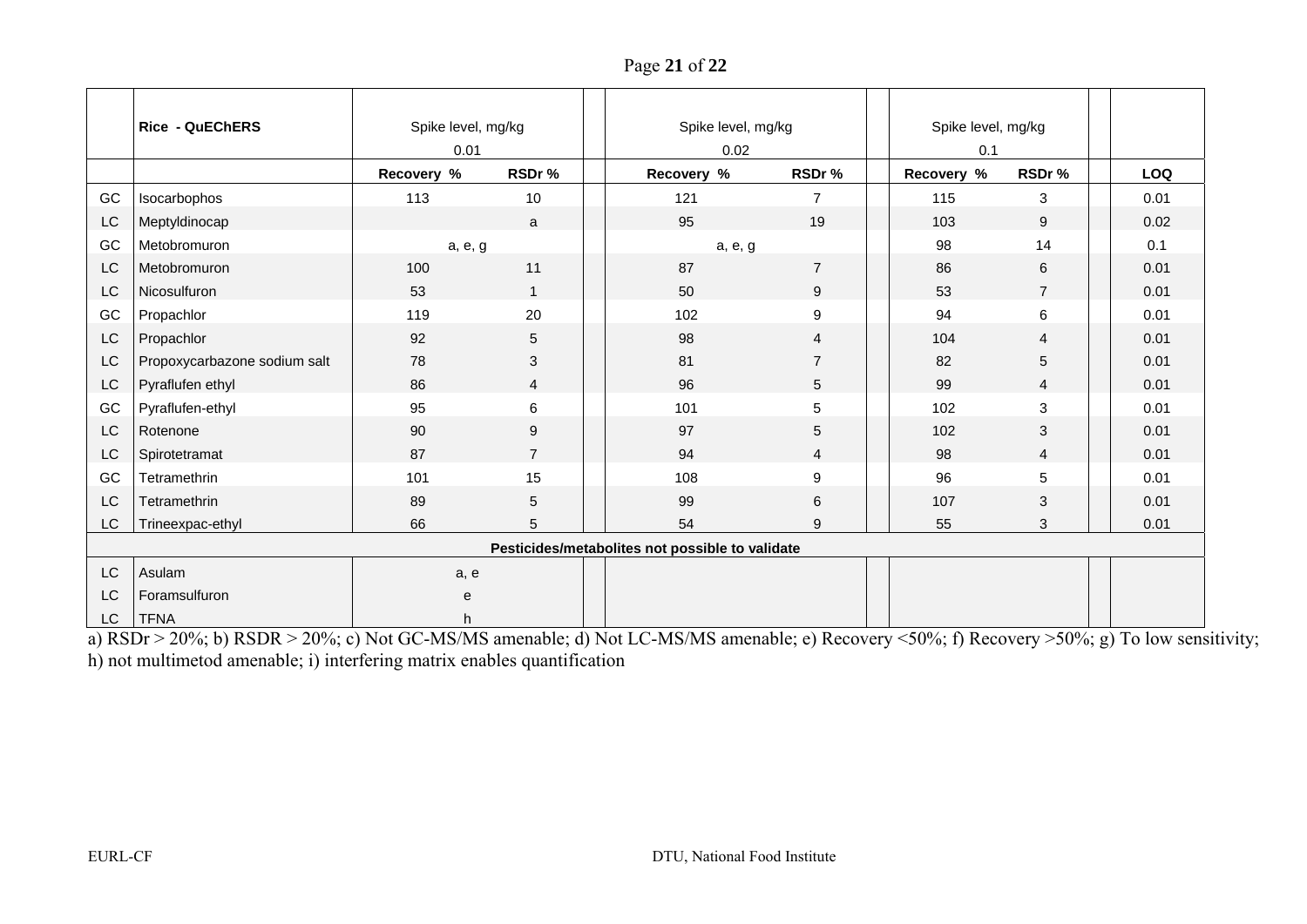| | Rice - QuEChERS | Spike level, mg/kg 0.01 | | Spike level, mg/kg 0.02 | | Spike level, mg/kg 0.1 | | |
|---|---|---|---|---|---|---|---|---|
| | | Recovery % | RSDr % | Recovery % | RSDr % | Recovery % | RSDr % | LOQ |
| GC | Isocarbophos | 113 | 10 | 121 | 7 | 115 | 3 | 0.01 |
| LC | Meptyldinocap | | a | 95 | 19 | 103 | 9 | 0.02 |
| GC | Metobromuron | a, e, g | | a, e, g | | 98 | 14 | 0.1 |
| LC | Metobromuron | 100 | 11 | 87 | 7 | 86 | 6 | 0.01 |
| LC | Nicosulfuron | 53 | 1 | 50 | 9 | 53 | 7 | 0.01 |
| GC | Propachlor | 119 | 20 | 102 | 9 | 94 | 6 | 0.01 |
| LC | Propachlor | 92 | 5 | 98 | 4 | 104 | 4 | 0.01 |
| LC | Propoxycarbazone sodium salt | 78 | 3 | 81 | 7 | 82 | 5 | 0.01 |
| LC | Pyraflufen ethyl | 86 | 4 | 96 | 5 | 99 | 4 | 0.01 |
| GC | Pyraflufen-ethyl | 95 | 6 | 101 | 5 | 102 | 3 | 0.01 |
| LC | Rotenone | 90 | 9 | 97 | 5 | 102 | 3 | 0.01 |
| LC | Spirotetramat | 87 | 7 | 94 | 4 | 98 | 4 | 0.01 |
| GC | Tetramethrin | 101 | 15 | 108 | 9 | 96 | 5 | 0.01 |
| LC | Tetramethrin | 89 | 5 | 99 | 6 | 107 | 3 | 0.01 |
| LC | Trineexpac-ethyl | 66 | 5 | 54 | 9 | 55 | 3 | 0.01 |
| | **Pesticides/metabolites not possible to validate** | | | | | | | |
| LC | Asulam | a, e | | | | | | |
| LC | Foramsulfuron | e | | | | | | |
| LC | TFNA | h | | | | | | |

a) RSDr > 20%; b) RSDR > 20%; c) Not GC-MS/MS amenable; d) Not LC-MS/MS amenable; e) Recovery <50%; f) Recovery >50%; g) To low sensitivity; h) not multimetod amenable; i) interfering matrix enables quantification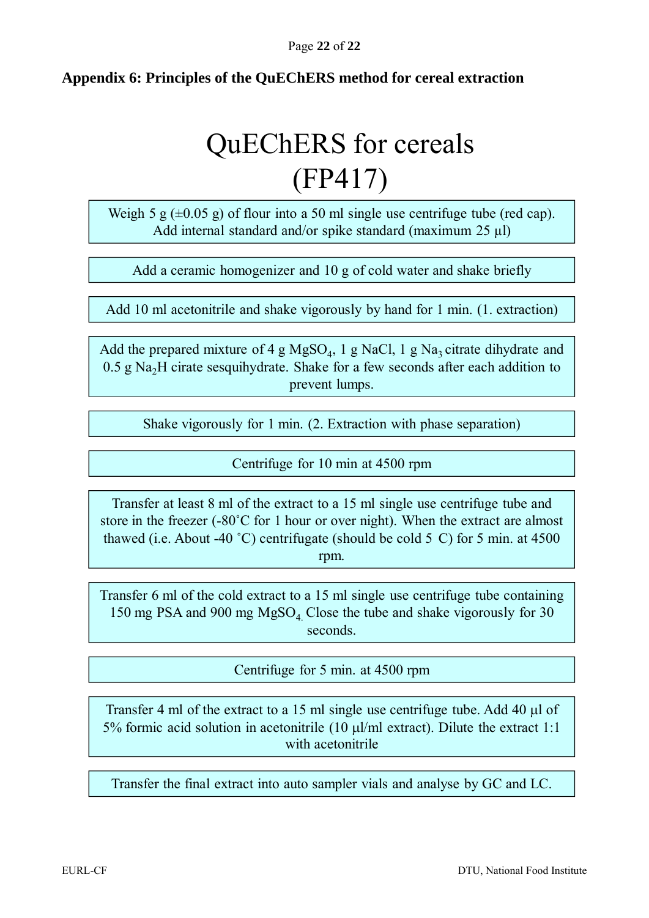## Appendix 6: Principles of the QuEChERS method for cereal extraction

# QuEChERS for cereals (FP417)

Weigh 5 g (±0.05 g) of flour into a 50 ml single use centrifuge tube (red cap). Add internal standard and/or spike standard (maximum 25 µl)

Add a ceramic homogenizer and 10 g of cold water and shake briefly

Add 10 ml acetonitrile and shake vigorously by hand for 1 min. (1. extraction)

Add the prepared mixture of 4 g $MgSO_4$, 1 g NaCl, 1 g $Na_3$ citrate dihydrate and 0.5 g $Na_2H$ cirate sesquihydrate. Shake for a few seconds after each addition to prevent lumps.

Shake vigorously for 1 min. (2. Extraction with phase separation)

Centrifuge for 10 min at 4500 rpm

Transfer at least 8 ml of the extract to a 15 ml single use centrifuge tube and store in the freezer (-80˚C for 1 hour or over night). When the extract are almost thawed (i.e. About -40 ˚C) centrifugate (should be cold 5 C) for 5 min. at 4500 rpm.

Transfer 6 ml of the cold extract to a 15 ml single use centrifuge tube containing 150 mg PSA and 900 mg $MgSO_4$. Close the tube and shake vigorously for 30 seconds.

Centrifuge for 5 min. at 4500 rpm

Transfer 4 ml of the extract to a 15 ml single use centrifuge tube. Add 40 µl of 5% formic acid solution in acetonitrile (10 µl/ml extract). Dilute the extract 1:1 with acetonitrile

Transfer the final extract into auto sampler vials and analyse by GC and LC.